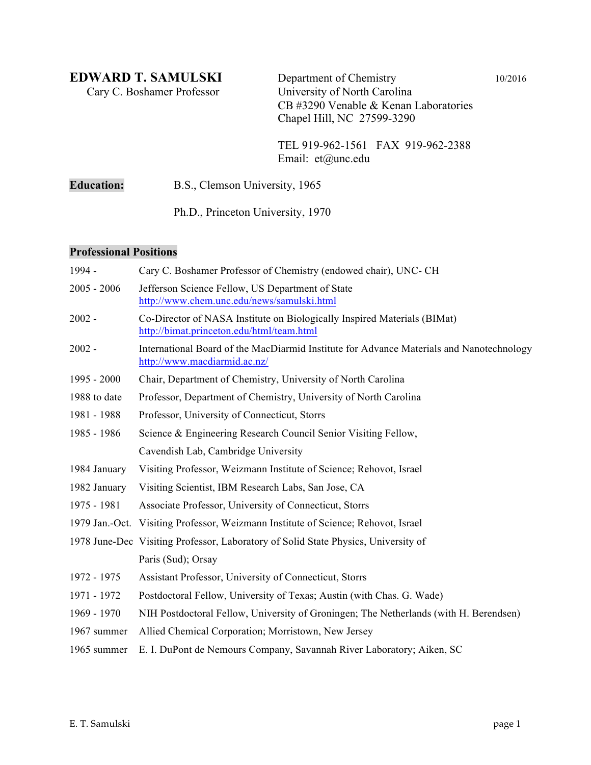# EDWARD T. SAMULSKI

Cary C. Boshamer Professor

Department of Chemistry
University of North Carolina
CB #3290 Venable & Kenan Laboratories
Chapel Hill, NC 27599-3290

10/2016

TEL 919-962-1561 FAX 919-962-2388
Email: et@unc.edu

**Education:** B.S., Clemson University, 1965

Ph.D., Princeton University, 1970

## Professional Positions

| | |
|---|---|
| 1994 - | Cary C. Boshamer Professor of Chemistry (endowed chair), UNC- CH |
| 2005 - 2006 | Jefferson Science Fellow, US Department of State http://www.chem.unc.edu/news/samulski.html |
| 2002 - | Co-Director of NASA Institute on Biologically Inspired Materials (BIMat) http://bimat.princeton.edu/html/team.html |
| 2002 - | International Board of the MacDiarmid Institute for Advance Materials and Nanotechnology http://www.macdiarmid.ac.nz/ |
| 1995 - 2000 | Chair, Department of Chemistry, University of North Carolina |
| 1988 to date | Professor, Department of Chemistry, University of North Carolina |
| 1981 - 1988 | Professor, University of Connecticut, Storrs |
| 1985 - 1986 | Science & Engineering Research Council Senior Visiting Fellow, Cavendish Lab, Cambridge University |
| 1984 January | Visiting Professor, Weizmann Institute of Science; Rehovot, Israel |
| 1982 January | Visiting Scientist, IBM Research Labs, San Jose, CA |
| 1975 - 1981 | Associate Professor, University of Connecticut, Storrs |
| 1979 Jan.-Oct. | Visiting Professor, Weizmann Institute of Science; Rehovot, Israel |
| 1978 June-Dec | Visiting Professor, Laboratory of Solid State Physics, University of Paris (Sud); Orsay |
| 1972 - 1975 | Assistant Professor, University of Connecticut, Storrs |
| 1971 - 1972 | Postdoctoral Fellow, University of Texas; Austin (with Chas. G. Wade) |
| 1969 - 1970 | NIH Postdoctoral Fellow, University of Groningen; The Netherlands (with H. Berendsen) |
| 1967 summer | Allied Chemical Corporation; Morristown, New Jersey |
| 1965 summer | E. I. DuPont de Nemours Company, Savannah River Laboratory; Aiken, SC |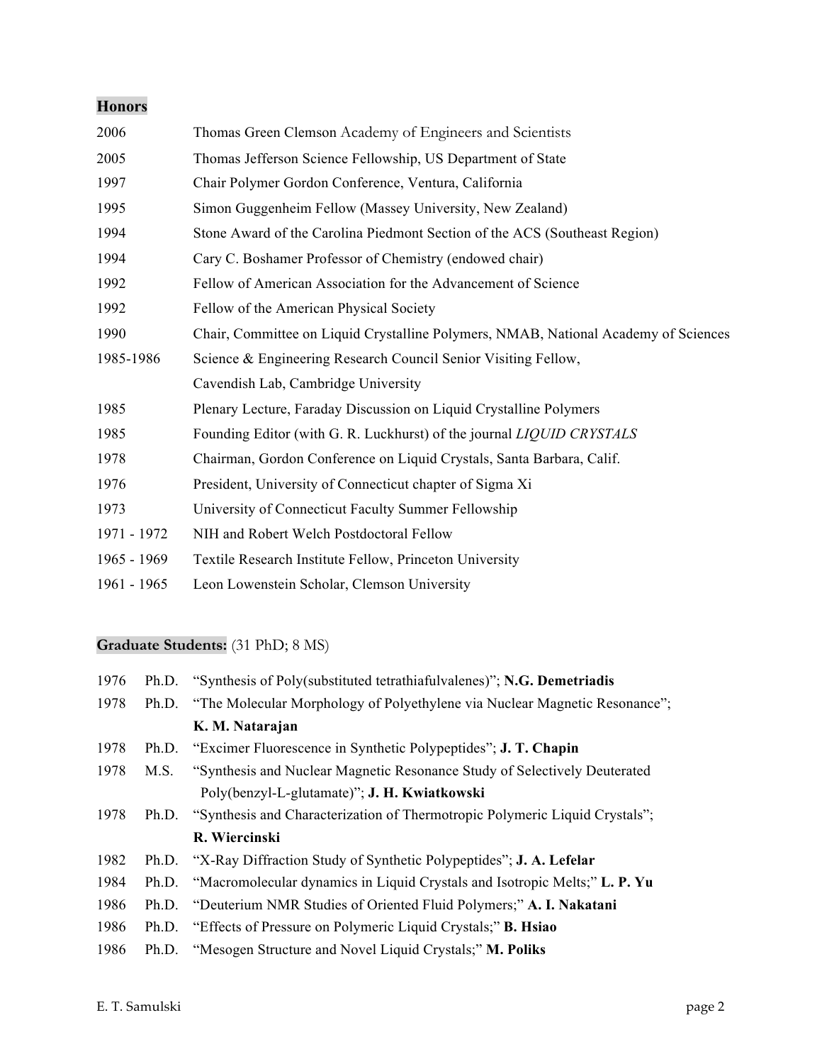## Honors

| | |
|---|---|
| 2006 | Thomas Green Clemson Academy of Engineers and Scientists |
| 2005 | Thomas Jefferson Science Fellowship, US Department of State |
| 1997 | Chair Polymer Gordon Conference, Ventura, California |
| 1995 | Simon Guggenheim Fellow (Massey University, New Zealand) |
| 1994 | Stone Award of the Carolina Piedmont Section of the ACS (Southeast Region) |
| 1994 | Cary C. Boshamer Professor of Chemistry (endowed chair) |
| 1992 | Fellow of American Association for the Advancement of Science |
| 1992 | Fellow of the American Physical Society |
| 1990 | Chair, Committee on Liquid Crystalline Polymers, NMAB, National Academy of Sciences |
| 1985-1986 | Science & Engineering Research Council Senior Visiting Fellow, Cavendish Lab, Cambridge University |
| 1985 | Plenary Lecture, Faraday Discussion on Liquid Crystalline Polymers |
| 1985 | Founding Editor (with G. R. Luckhurst) of the journal *LIQUID CRYSTALS* |
| 1978 | Chairman, Gordon Conference on Liquid Crystals, Santa Barbara, Calif. |
| 1976 | President, University of Connecticut chapter of Sigma Xi |
| 1973 | University of Connecticut Faculty Summer Fellowship |
| 1971 - 1972 | NIH and Robert Welch Postdoctoral Fellow |
| 1965 - 1969 | Textile Research Institute Fellow, Princeton University |
| 1961 - 1965 | Leon Lowenstein Scholar, Clemson University |

## Graduate Students: (31 PhD; 8 MS)

| | | |
|---|---|---|
| 1976 | Ph.D. | "Synthesis of Poly(substituted tetrathiafulvalenes)"; **N.G. Demetriadis** |
| 1978 | Ph.D. | "The Molecular Morphology of Polyethylene via Nuclear Magnetic Resonance"; **K. M. Natarajan** |
| 1978 | Ph.D. | "Excimer Fluorescence in Synthetic Polypeptides"; **J. T. Chapin** |
| 1978 | M.S. | "Synthesis and Nuclear Magnetic Resonance Study of Selectively Deuterated Poly(benzyl-L-glutamate)"; **J. H. Kwiatkowski** |
| 1978 | Ph.D. | "Synthesis and Characterization of Thermotropic Polymeric Liquid Crystals"; **R. Wiercinski** |
| 1982 | Ph.D. | "X-Ray Diffraction Study of Synthetic Polypeptides"; **J. A. Lefelar** |
| 1984 | Ph.D. | "Macromolecular dynamics in Liquid Crystals and Isotropic Melts;" **L. P. Yu** |
| 1986 | Ph.D. | "Deuterium NMR Studies of Oriented Fluid Polymers;" **A. I. Nakatani** |
| 1986 | Ph.D. | "Effects of Pressure on Polymeric Liquid Crystals;" **B. Hsiao** |
| 1986 | Ph.D. | "Mesogen Structure and Novel Liquid Crystals;" **M. Poliks** |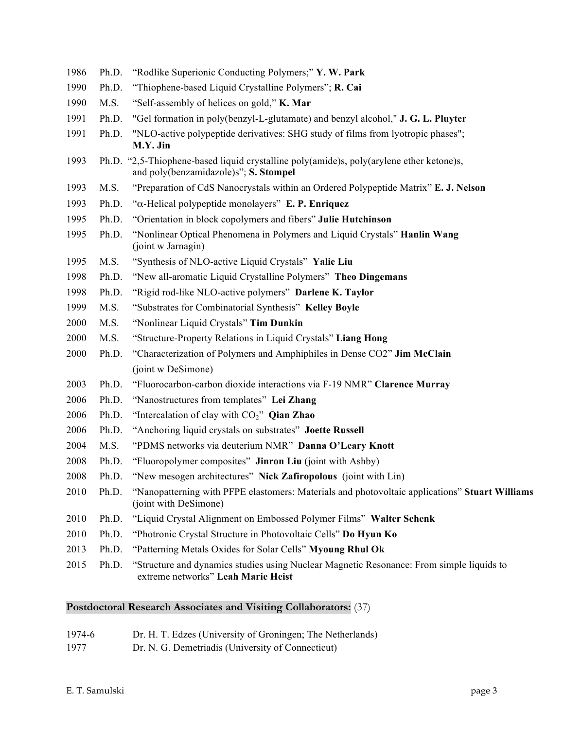1986 Ph.D. "Rodlike Superionic Conducting Polymers;" **Y. W. Park**

1990 Ph.D. "Thiophene-based Liquid Crystalline Polymers"; **R. Cai**

1990 M.S. "Self-assembly of helices on gold," **K. Mar**

1991 Ph.D. "Gel formation in poly(benzyl-L-glutamate) and benzyl alcohol," **J. G. L. Pluyter**

1991 Ph.D. "NLO-active polypeptide derivatives: SHG study of films from lyotropic phases"; **M.Y. Jin**

1993 Ph.D. "2,5-Thiophene-based liquid crystalline poly(amide)s, poly(arylene ether ketone)s, and poly(benzamidazole)s"; **S. Stompel**

1993 M.S. "Preparation of CdS Nanocrystals within an Ordered Polypeptide Matrix" **E. J. Nelson**

1993 Ph.D. "$\alpha$-Helical polypeptide monolayers" **E. P. Enriquez**

1995 Ph.D. "Orientation in block copolymers and fibers" **Julie Hutchinson**

1995 Ph.D. "Nonlinear Optical Phenomena in Polymers and Liquid Crystals" **Hanlin Wang** (joint w Jarnagin)

1995 M.S. "Synthesis of NLO-active Liquid Crystals" **Yalie Liu**

1998 Ph.D. "New all-aromatic Liquid Crystalline Polymers" **Theo Dingemans**

1998 Ph.D. "Rigid rod-like NLO-active polymers" **Darlene K. Taylor**

1999 M.S. "Substrates for Combinatorial Synthesis" **Kelley Boyle**

2000 M.S. "Nonlinear Liquid Crystals" **Tim Dunkin**

2000 M.S. "Structure-Property Relations in Liquid Crystals" **Liang Hong**

2000 Ph.D. "Characterization of Polymers and Amphiphiles in Dense CO2" **Jim McClain** (joint w DeSimone)

2003 Ph.D. "Fluorocarbon-carbon dioxide interactions via F-19 NMR" **Clarence Murray**

2006 Ph.D. "Nanostructures from templates" **Lei Zhang**

2006 Ph.D. "Intercalation of clay with $CO_2$" **Qian Zhao**

2006 Ph.D. "Anchoring liquid crystals on substrates" **Joette Russell**

2004 M.S. "PDMS networks via deuterium NMR" **Danna O'Leary Knott**

2008 Ph.D. "Fluoropolymer composites" **Jinron Liu** (joint with Ashby)

2008 Ph.D. "New mesogen architectures" **Nick Zafiropolous** (joint with Lin)

2010 Ph.D. "Nanopatterning with PFPE elastomers: Materials and photovoltaic applications" **Stuart Williams** (joint with DeSimone)

2010 Ph.D. "Liquid Crystal Alignment on Embossed Polymer Films" **Walter Schenk**

2010 Ph.D. "Photronic Crystal Structure in Photovoltaic Cells" **Do Hyun Ko**

2013 Ph.D. "Patterning Metals Oxides for Solar Cells" **Myoung Rhul Ok**

2015 Ph.D. "Structure and dynamics studies using Nuclear Magnetic Resonance: From simple liquids to extreme networks" **Leah Marie Heist**

**Postdoctoral Research Associates and Visiting Collaborators:** (37)

1974-6 Dr. H. T. Edzes (University of Groningen; The Netherlands)

1977 Dr. N. G. Demetriadis (University of Connecticut)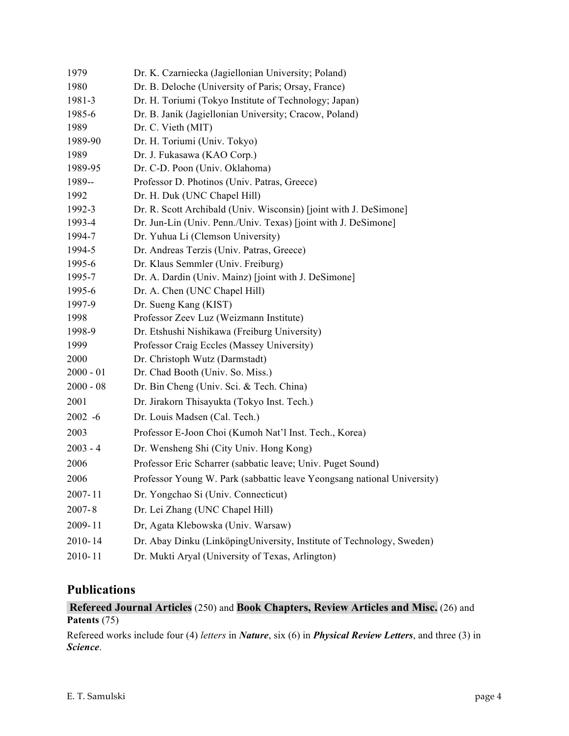| | |
|---|---|
| 1979 | Dr. K. Czarniecka (Jagiellonian University; Poland) |
| 1980 | Dr. B. Deloche (University of Paris; Orsay, France) |
| 1981-3 | Dr. H. Toriumi (Tokyo Institute of Technology; Japan) |
| 1985-6 | Dr. B. Janik (Jagiellonian University; Cracow, Poland) |
| 1989 | Dr. C. Vieth (MIT) |
| 1989-90 | Dr. H. Toriumi (Univ. Tokyo) |
| 1989 | Dr. J. Fukasawa (KAO Corp.) |
| 1989-95 | Dr. C-D. Poon (Univ. Oklahoma) |
| 1989-- | Professor D. Photinos (Univ. Patras, Greece) |
| 1992 | Dr. H. Duk (UNC Chapel Hill) |
| 1992-3 | Dr. R. Scott Archibald (Univ. Wisconsin) [joint with J. DeSimone] |
| 1993-4 | Dr. Jun-Lin (Univ. Penn./Univ. Texas) [joint with J. DeSimone] |
| 1994-7 | Dr. Yuhua Li (Clemson University) |
| 1994-5 | Dr. Andreas Terzis (Univ. Patras, Greece) |
| 1995-6 | Dr. Klaus Semmler (Univ. Freiburg) |
| 1995-7 | Dr. A. Dardin (Univ. Mainz) [joint with J. DeSimone] |
| 1995-6 | Dr. A. Chen (UNC Chapel Hill) |
| 1997-9 | Dr. Sueng Kang (KIST) |
| 1998 | Professor Zeev Luz (Weizmann Institute) |
| 1998-9 | Dr. Etshushi Nishikawa (Freiburg University) |
| 1999 | Professor Craig Eccles (Massey University) |
| 2000 | Dr. Christoph Wutz (Darmstadt) |
| 2000 - 01 | Dr. Chad Booth (Univ. So. Miss.) |
| 2000 - 08 | Dr. Bin Cheng (Univ. Sci. & Tech. China) |
| 2001 | Dr. Jirakorn Thisayukta (Tokyo Inst. Tech.) |
| 2002 -6 | Dr. Louis Madsen (Cal. Tech.) |
| 2003 | Professor E-Joon Choi (Kumoh Nat'l Inst. Tech., Korea) |
| 2003 - 4 | Dr. Wensheng Shi (City Univ. Hong Kong) |
| 2006 | Professor Eric Scharrer (sabbatic leave; Univ. Puget Sound) |
| 2006 | Professor Young W. Park (sabbattic leave Yeongsang national University) |
| 2007-11 | Dr. Yongchao Si (Univ. Connecticut) |
| 2007-8 | Dr. Lei Zhang (UNC Chapel Hill) |
| 2009-11 | Dr, Agata Klebowska (Univ. Warsaw) |
| 2010-14 | Dr. Abay Dinku (LinköpingUniversity, Institute of Technology, Sweden) |
| 2010-11 | Dr. Mukti Aryal (University of Texas, Arlington) |

## Publications

**Refereed Journal Articles** (250) and **Book Chapters, Review Articles and Misc.** (26) and **Patents** (75)

Refereed works include four (4) *letters* in ***Nature***, six (6) in ***Physical Review Letters***, and three (3) in ***Science***.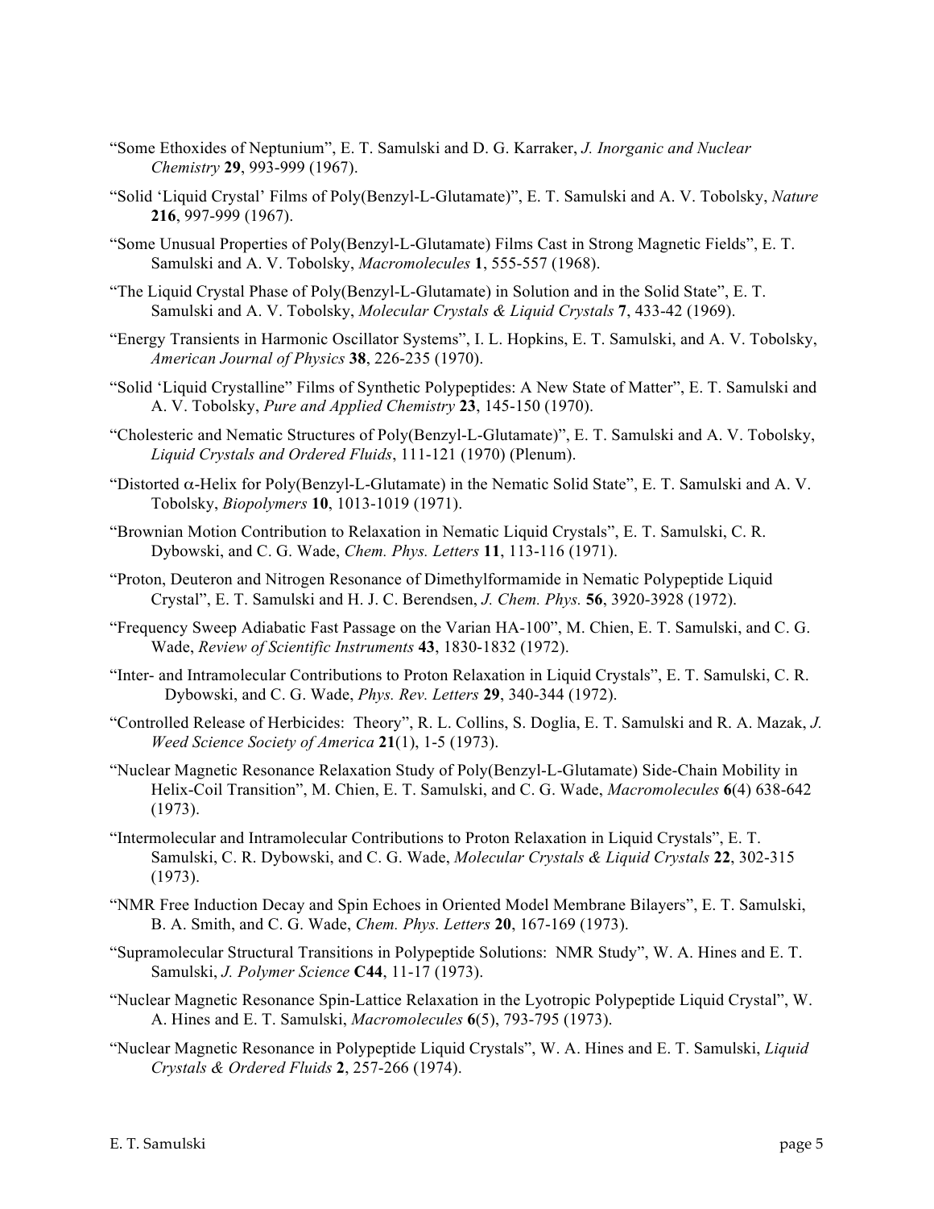"Some Ethoxides of Neptunium", E. T. Samulski and D. G. Karraker, *J. Inorganic and Nuclear Chemistry* **29**, 993-999 (1967).

"Solid 'Liquid Crystal' Films of Poly(Benzyl-L-Glutamate)", E. T. Samulski and A. V. Tobolsky, *Nature* **216**, 997-999 (1967).

"Some Unusual Properties of Poly(Benzyl-L-Glutamate) Films Cast in Strong Magnetic Fields", E. T. Samulski and A. V. Tobolsky, *Macromolecules* **1**, 555-557 (1968).

"The Liquid Crystal Phase of Poly(Benzyl-L-Glutamate) in Solution and in the Solid State", E. T. Samulski and A. V. Tobolsky, *Molecular Crystals & Liquid Crystals* **7**, 433-42 (1969).

"Energy Transients in Harmonic Oscillator Systems", I. L. Hopkins, E. T. Samulski, and A. V. Tobolsky, *American Journal of Physics* **38**, 226-235 (1970).

"Solid 'Liquid Crystalline" Films of Synthetic Polypeptides: A New State of Matter", E. T. Samulski and A. V. Tobolsky, *Pure and Applied Chemistry* **23**, 145-150 (1970).

"Cholesteric and Nematic Structures of Poly(Benzyl-L-Glutamate)", E. T. Samulski and A. V. Tobolsky, *Liquid Crystals and Ordered Fluids*, 111-121 (1970) (Plenum).

"Distorted $\alpha$-Helix for Poly(Benzyl-L-Glutamate) in the Nematic Solid State", E. T. Samulski and A. V. Tobolsky, *Biopolymers* **10**, 1013-1019 (1971).

"Brownian Motion Contribution to Relaxation in Nematic Liquid Crystals", E. T. Samulski, C. R. Dybowski, and C. G. Wade, *Chem. Phys. Letters* **11**, 113-116 (1971).

"Proton, Deuteron and Nitrogen Resonance of Dimethylformamide in Nematic Polypeptide Liquid Crystal", E. T. Samulski and H. J. C. Berendsen, *J. Chem. Phys.* **56**, 3920-3928 (1972).

"Frequency Sweep Adiabatic Fast Passage on the Varian HA-100", M. Chien, E. T. Samulski, and C. G. Wade, *Review of Scientific Instruments* **43**, 1830-1832 (1972).

"Inter- and Intramolecular Contributions to Proton Relaxation in Liquid Crystals", E. T. Samulski, C. R. Dybowski, and C. G. Wade, *Phys. Rev. Letters* **29**, 340-344 (1972).

"Controlled Release of Herbicides: Theory", R. L. Collins, S. Doglia, E. T. Samulski and R. A. Mazak, *J. Weed Science Society of America* **21**(1), 1-5 (1973).

"Nuclear Magnetic Resonance Relaxation Study of Poly(Benzyl-L-Glutamate) Side-Chain Mobility in Helix-Coil Transition", M. Chien, E. T. Samulski, and C. G. Wade, *Macromolecules* **6**(4) 638-642 (1973).

"Intermolecular and Intramolecular Contributions to Proton Relaxation in Liquid Crystals", E. T. Samulski, C. R. Dybowski, and C. G. Wade, *Molecular Crystals & Liquid Crystals* **22**, 302-315 (1973).

"NMR Free Induction Decay and Spin Echoes in Oriented Model Membrane Bilayers", E. T. Samulski, B. A. Smith, and C. G. Wade, *Chem. Phys. Letters* **20**, 167-169 (1973).

"Supramolecular Structural Transitions in Polypeptide Solutions: NMR Study", W. A. Hines and E. T. Samulski, *J. Polymer Science* **C44**, 11-17 (1973).

"Nuclear Magnetic Resonance Spin-Lattice Relaxation in the Lyotropic Polypeptide Liquid Crystal", W. A. Hines and E. T. Samulski, *Macromolecules* **6**(5), 793-795 (1973).

"Nuclear Magnetic Resonance in Polypeptide Liquid Crystals", W. A. Hines and E. T. Samulski, *Liquid Crystals & Ordered Fluids* **2**, 257-266 (1974).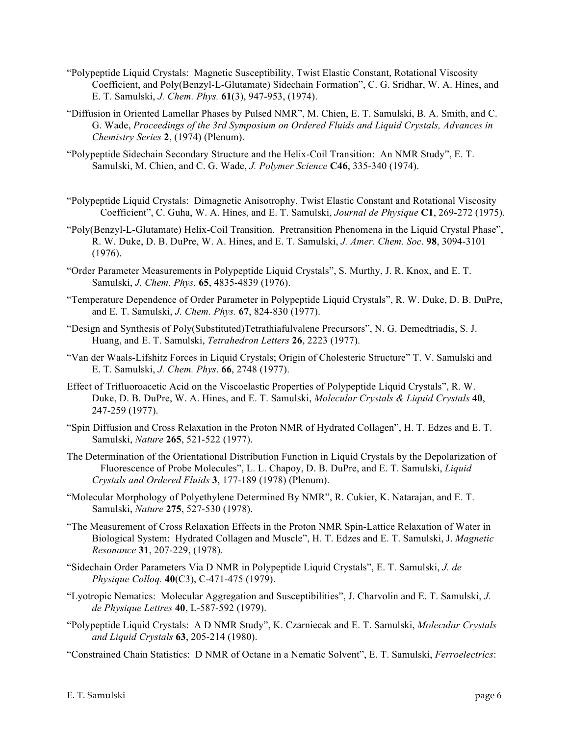"Polypeptide Liquid Crystals: Magnetic Susceptibility, Twist Elastic Constant, Rotational Viscosity Coefficient, and Poly(Benzyl-L-Glutamate) Sidechain Formation", C. G. Sridhar, W. A. Hines, and E. T. Samulski, *J. Chem. Phys.* **61**(3), 947-953, (1974).

"Diffusion in Oriented Lamellar Phases by Pulsed NMR", M. Chien, E. T. Samulski, B. A. Smith, and C. G. Wade, *Proceedings of the 3rd Symposium on Ordered Fluids and Liquid Crystals, Advances in Chemistry Series* **2**, (1974) (Plenum).

"Polypeptide Sidechain Secondary Structure and the Helix-Coil Transition: An NMR Study", E. T. Samulski, M. Chien, and C. G. Wade, *J. Polymer Science* **C46**, 335-340 (1974).

"Polypeptide Liquid Crystals: Dimagnetic Anisotrophy, Twist Elastic Constant and Rotational Viscosity Coefficient", C. Guha, W. A. Hines, and E. T. Samulski, *Journal de Physique* **C1**, 269-272 (1975).

"Poly(Benzyl-L-Glutamate) Helix-Coil Transition. Pretransition Phenomena in the Liquid Crystal Phase", R. W. Duke, D. B. DuPre, W. A. Hines, and E. T. Samulski, *J. Amer. Chem. Soc*. **98**, 3094-3101 (1976).

"Order Parameter Measurements in Polypeptide Liquid Crystals", S. Murthy, J. R. Knox, and E. T. Samulski, *J. Chem. Phys.* **65**, 4835-4839 (1976).

"Temperature Dependence of Order Parameter in Polypeptide Liquid Crystals", R. W. Duke, D. B. DuPre, and E. T. Samulski, *J. Chem. Phys.* **67**, 824-830 (1977).

"Design and Synthesis of Poly(Substituted)Tetrathiafulvalene Precursors", N. G. Demedtriadis, S. J. Huang, and E. T. Samulski, *Tetrahedron Letters* **26**, 2223 (1977).

"Van der Waals-Lifshitz Forces in Liquid Crystals; Origin of Cholesteric Structure" T. V. Samulski and E. T. Samulski, *J. Chem. Phys*. **66**, 2748 (1977).

Effect of Trifluoroacetic Acid on the Viscoelastic Properties of Polypeptide Liquid Crystals", R. W. Duke, D. B. DuPre, W. A. Hines, and E. T. Samulski, *Molecular Crystals & Liquid Crystals* **40**, 247-259 (1977).

"Spin Diffusion and Cross Relaxation in the Proton NMR of Hydrated Collagen", H. T. Edzes and E. T. Samulski, *Nature* **265**, 521-522 (1977).

The Determination of the Orientational Distribution Function in Liquid Crystals by the Depolarization of Fluorescence of Probe Molecules", L. L. Chapoy, D. B. DuPre, and E. T. Samulski, *Liquid Crystals and Ordered Fluids* **3**, 177-189 (1978) (Plenum).

"Molecular Morphology of Polyethylene Determined By NMR", R. Cukier, K. Natarajan, and E. T. Samulski, *Nature* **275**, 527-530 (1978).

"The Measurement of Cross Relaxation Effects in the Proton NMR Spin-Lattice Relaxation of Water in Biological System: Hydrated Collagen and Muscle", H. T. Edzes and E. T. Samulski, J. *Magnetic Resonance* **31**, 207-229, (1978).

"Sidechain Order Parameters Via D NMR in Polypeptide Liquid Crystals", E. T. Samulski, *J. de Physique Colloq.* **40**(C3), C-471-475 (1979).

"Lyotropic Nematics: Molecular Aggregation and Susceptibilities", J. Charvolin and E. T. Samulski, *J. de Physique Lettres* **40**, L-587-592 (1979).

"Polypeptide Liquid Crystals: A D NMR Study", K. Czarniecak and E. T. Samulski, *Molecular Crystals and Liquid Crystals* **63**, 205-214 (1980).

"Constrained Chain Statistics: D NMR of Octane in a Nematic Solvent", E. T. Samulski, *Ferroelectrics*: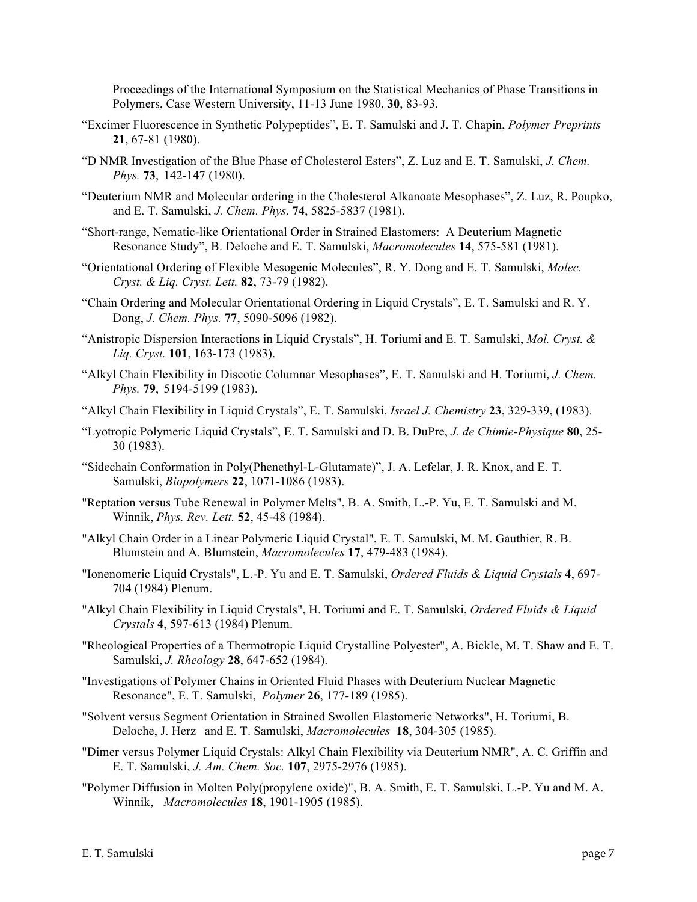Proceedings of the International Symposium on the Statistical Mechanics of Phase Transitions in Polymers, Case Western University, 11-13 June 1980, **30**, 83-93.

“Excimer Fluorescence in Synthetic Polypeptides”, E. T. Samulski and J. T. Chapin, *Polymer Preprints* **21**, 67-81 (1980).

“D NMR Investigation of the Blue Phase of Cholesterol Esters”, Z. Luz and E. T. Samulski, *J. Chem. Phys.* **73**, 142-147 (1980).

“Deuterium NMR and Molecular ordering in the Cholesterol Alkanoate Mesophases”, Z. Luz, R. Poupko, and E. T. Samulski, *J. Chem. Phys*. **74**, 5825-5837 (1981).

“Short-range, Nematic-like Orientational Order in Strained Elastomers: A Deuterium Magnetic Resonance Study”, B. Deloche and E. T. Samulski, *Macromolecules* **14**, 575-581 (1981).

“Orientational Ordering of Flexible Mesogenic Molecules”, R. Y. Dong and E. T. Samulski, *Molec. Cryst. & Liq. Cryst. Lett.* **82**, 73-79 (1982).

“Chain Ordering and Molecular Orientational Ordering in Liquid Crystals”, E. T. Samulski and R. Y. Dong, *J. Chem. Phys.* **77**, 5090-5096 (1982).

“Anistropic Dispersion Interactions in Liquid Crystals”, H. Toriumi and E. T. Samulski, *Mol. Cryst. & Liq. Cryst.* **101**, 163-173 (1983).

“Alkyl Chain Flexibility in Discotic Columnar Mesophases”, E. T. Samulski and H. Toriumi, *J. Chem. Phys.* **79**, 5194-5199 (1983).

“Alkyl Chain Flexibility in Liquid Crystals”, E. T. Samulski, *Israel J. Chemistry* **23**, 329-339, (1983).

“Lyotropic Polymeric Liquid Crystals”, E. T. Samulski and D. B. DuPre, *J. de Chimie-Physique* **80**, 25-30 (1983).

“Sidechain Conformation in Poly(Phenethyl-L-Glutamate)”, J. A. Lefelar, J. R. Knox, and E. T. Samulski, *Biopolymers* **22**, 1071-1086 (1983).

"Reptation versus Tube Renewal in Polymer Melts", B. A. Smith, L.-P. Yu, E. T. Samulski and M. Winnik, *Phys. Rev. Lett.* **52**, 45-48 (1984).

"Alkyl Chain Order in a Linear Polymeric Liquid Crystal", E. T. Samulski, M. M. Gauthier, R. B. Blumstein and A. Blumstein, *Macromolecules* **17**, 479-483 (1984).

"Ionenomeric Liquid Crystals", L.-P. Yu and E. T. Samulski, *Ordered Fluids & Liquid Crystals* **4**, 697-704 (1984) Plenum.

"Alkyl Chain Flexibility in Liquid Crystals", H. Toriumi and E. T. Samulski, *Ordered Fluids & Liquid Crystals* **4**, 597-613 (1984) Plenum.

"Rheological Properties of a Thermotropic Liquid Crystalline Polyester", A. Bickle, M. T. Shaw and E. T. Samulski, *J. Rheology* **28**, 647-652 (1984).

"Investigations of Polymer Chains in Oriented Fluid Phases with Deuterium Nuclear Magnetic Resonance", E. T. Samulski, *Polymer* **26**, 177-189 (1985).

"Solvent versus Segment Orientation in Strained Swollen Elastomeric Networks", H. Toriumi, B. Deloche, J. Herz and E. T. Samulski, *Macromolecules* **18**, 304-305 (1985).

"Dimer versus Polymer Liquid Crystals: Alkyl Chain Flexibility via Deuterium NMR", A. C. Griffin and E. T. Samulski, *J. Am. Chem. Soc.* **107**, 2975-2976 (1985).

"Polymer Diffusion in Molten Poly(propylene oxide)", B. A. Smith, E. T. Samulski, L.-P. Yu and M. A. Winnik, *Macromolecules* **18**, 1901-1905 (1985).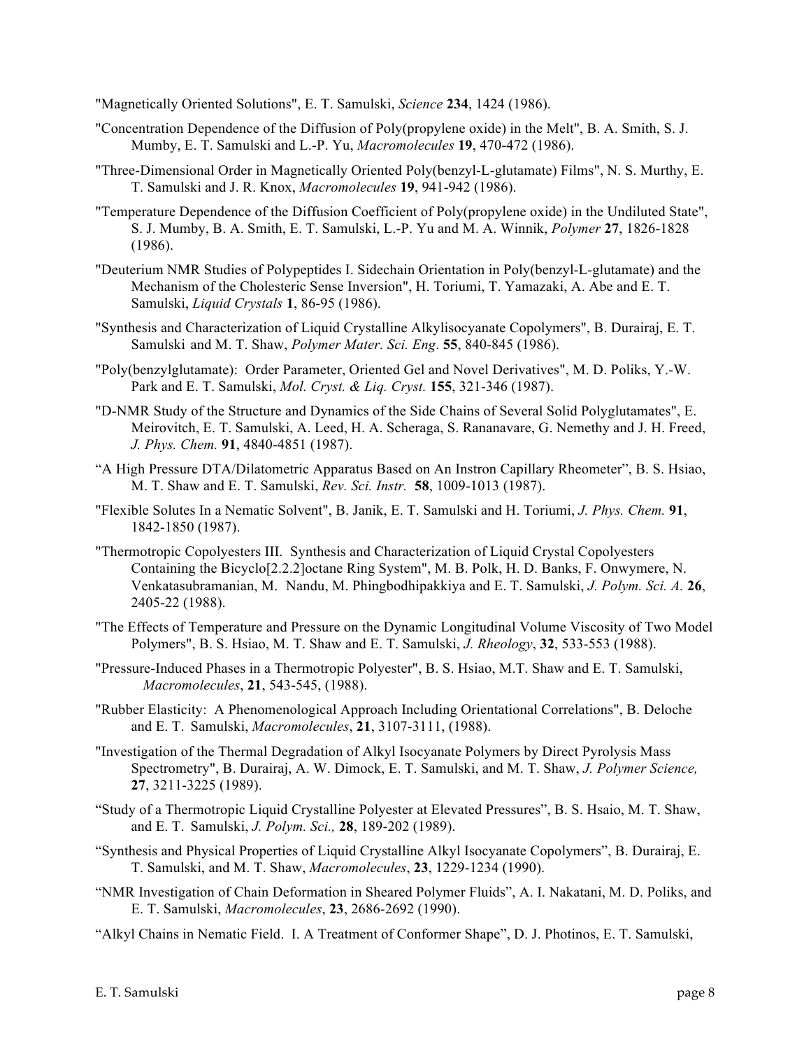"Magnetically Oriented Solutions", E. T. Samulski, *Science* **234**, 1424 (1986).

"Concentration Dependence of the Diffusion of Poly(propylene oxide) in the Melt", B. A. Smith, S. J. Mumby, E. T. Samulski and L.-P. Yu, *Macromolecules* **19**, 470-472 (1986).

"Three-Dimensional Order in Magnetically Oriented Poly(benzyl-L-glutamate) Films", N. S. Murthy, E. T. Samulski and J. R. Knox, *Macromolecules* **19**, 941-942 (1986).

"Temperature Dependence of the Diffusion Coefficient of Poly(propylene oxide) in the Undiluted State", S. J. Mumby, B. A. Smith, E. T. Samulski, L.-P. Yu and M. A. Winnik, *Polymer* **27**, 1826-1828 (1986).

"Deuterium NMR Studies of Polypeptides I. Sidechain Orientation in Poly(benzyl-L-glutamate) and the Mechanism of the Cholesteric Sense Inversion", H. Toriumi, T. Yamazaki, A. Abe and E. T. Samulski, *Liquid Crystals* **1**, 86-95 (1986).

"Synthesis and Characterization of Liquid Crystalline Alkylisocyanate Copolymers", B. Durairaj, E. T. Samulski and M. T. Shaw, *Polymer Mater. Sci. Eng*. **55**, 840-845 (1986).

"Poly(benzylglutamate): Order Parameter, Oriented Gel and Novel Derivatives", M. D. Poliks, Y.-W. Park and E. T. Samulski, *Mol. Cryst. & Liq. Cryst.* **155**, 321-346 (1987).

"D-NMR Study of the Structure and Dynamics of the Side Chains of Several Solid Polyglutamates", E. Meirovitch, E. T. Samulski, A. Leed, H. A. Scheraga, S. Rananavare, G. Nemethy and J. H. Freed, *J. Phys. Chem.* **91**, 4840-4851 (1987).

"A High Pressure DTA/Dilatometric Apparatus Based on An Instron Capillary Rheometer", B. S. Hsiao, M. T. Shaw and E. T. Samulski, *Rev. Sci. Instr.* **58**, 1009-1013 (1987).

"Flexible Solutes In a Nematic Solvent", B. Janik, E. T. Samulski and H. Toriumi, *J. Phys. Chem.* **91**, 1842-1850 (1987).

"Thermotropic Copolyesters III. Synthesis and Characterization of Liquid Crystal Copolyesters Containing the Bicyclo[2.2.2]octane Ring System", M. B. Polk, H. D. Banks, F. Onwymere, N. Venkatasubramanian, M. Nandu, M. Phingbodhipakkiya and E. T. Samulski, *J. Polym. Sci. A.* **26**, 2405-22 (1988).

"The Effects of Temperature and Pressure on the Dynamic Longitudinal Volume Viscosity of Two Model Polymers", B. S. Hsiao, M. T. Shaw and E. T. Samulski, *J. Rheology*, **32**, 533-553 (1988).

"Pressure-Induced Phases in a Thermotropic Polyester", B. S. Hsiao, M.T. Shaw and E. T. Samulski, *Macromolecules*, **21**, 543-545, (1988).

"Rubber Elasticity: A Phenomenological Approach Including Orientational Correlations", B. Deloche and E. T. Samulski, *Macromolecules*, **21**, 3107-3111, (1988).

"Investigation of the Thermal Degradation of Alkyl Isocyanate Polymers by Direct Pyrolysis Mass Spectrometry", B. Durairaj, A. W. Dimock, E. T. Samulski, and M. T. Shaw, *J. Polymer Science,* **27**, 3211-3225 (1989).

"Study of a Thermotropic Liquid Crystalline Polyester at Elevated Pressures", B. S. Hsaio, M. T. Shaw, and E. T. Samulski, *J. Polym. Sci.,* **28**, 189-202 (1989).

"Synthesis and Physical Properties of Liquid Crystalline Alkyl Isocyanate Copolymers", B. Durairaj, E. T. Samulski, and M. T. Shaw, *Macromolecules*, **23**, 1229-1234 (1990).

"NMR Investigation of Chain Deformation in Sheared Polymer Fluids", A. I. Nakatani, M. D. Poliks, and E. T. Samulski, *Macromolecules*, **23**, 2686-2692 (1990).

"Alkyl Chains in Nematic Field. I. A Treatment of Conformer Shape", D. J. Photinos, E. T. Samulski,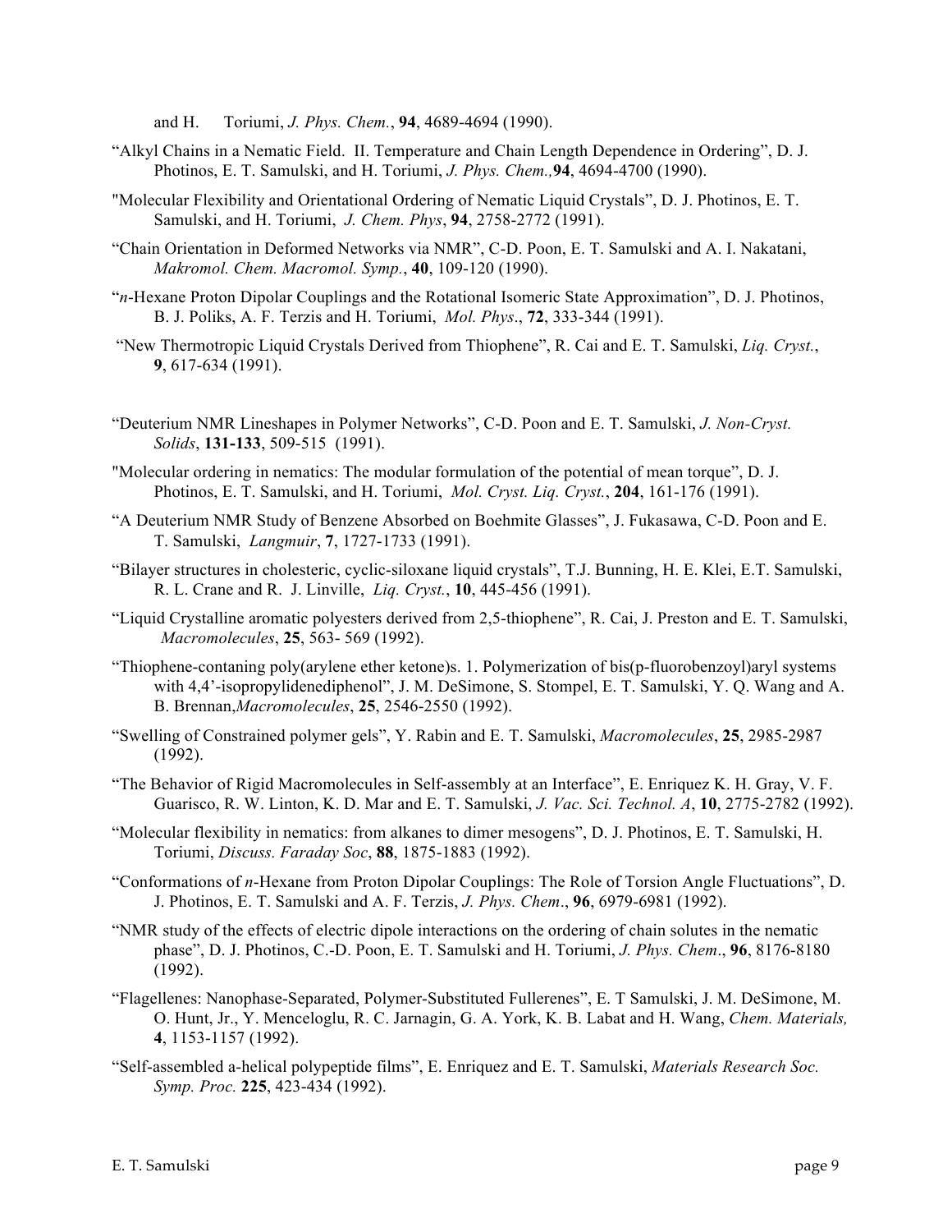and H. Toriumi, *J. Phys. Chem.*, **94**, 4689-4694 (1990).

"Alkyl Chains in a Nematic Field. II. Temperature and Chain Length Dependence in Ordering", D. J. Photinos, E. T. Samulski, and H. Toriumi, *J. Phys. Chem.,* **94**, 4694-4700 (1990).

"Molecular Flexibility and Orientational Ordering of Nematic Liquid Crystals", D. J. Photinos, E. T. Samulski, and H. Toriumi, *J. Chem. Phys*, **94**, 2758-2772 (1991).

"Chain Orientation in Deformed Networks via NMR", C-D. Poon, E. T. Samulski and A. I. Nakatani, *Makromol. Chem. Macromol. Symp.*, **40**, 109-120 (1990).

"*n*-Hexane Proton Dipolar Couplings and the Rotational Isomeric State Approximation", D. J. Photinos, B. J. Poliks, A. F. Terzis and H. Toriumi, *Mol. Phys*., **72**, 333-344 (1991).

"New Thermotropic Liquid Crystals Derived from Thiophene", R. Cai and E. T. Samulski, *Liq. Cryst.*, **9**, 617-634 (1991).

"Deuterium NMR Lineshapes in Polymer Networks", C-D. Poon and E. T. Samulski, *J. Non-Cryst. Solids*, **131-133**, 509-515 (1991).

"Molecular ordering in nematics: The modular formulation of the potential of mean torque", D. J. Photinos, E. T. Samulski, and H. Toriumi, *Mol. Cryst. Liq. Cryst.*, **204**, 161-176 (1991).

"A Deuterium NMR Study of Benzene Absorbed on Boehmite Glasses", J. Fukasawa, C-D. Poon and E. T. Samulski, *Langmuir*, **7**, 1727-1733 (1991).

"Bilayer structures in cholesteric, cyclic-siloxane liquid crystals", T.J. Bunning, H. E. Klei, E.T. Samulski, R. L. Crane and R. J. Linville, *Liq. Cryst.*, **10**, 445-456 (1991).

"Liquid Crystalline aromatic polyesters derived from 2,5-thiophene", R. Cai, J. Preston and E. T. Samulski, *Macromolecules*, **25**, 563- 569 (1992).

"Thiophene-contaning poly(arylene ether ketone)s. 1. Polymerization of bis(p-fluorobenzoyl)aryl systems with 4,4'-isopropylidenediphenol", J. M. DeSimone, S. Stompel, E. T. Samulski, Y. Q. Wang and A. B. Brennan,*Macromolecules*, **25**, 2546-2550 (1992).

"Swelling of Constrained polymer gels", Y. Rabin and E. T. Samulski, *Macromolecules*, **25**, 2985-2987 (1992).

"The Behavior of Rigid Macromolecules in Self-assembly at an Interface", E. Enriquez K. H. Gray, V. F. Guarisco, R. W. Linton, K. D. Mar and E. T. Samulski, *J. Vac. Sci. Technol. A*, **10**, 2775-2782 (1992).

"Molecular flexibility in nematics: from alkanes to dimer mesogens", D. J. Photinos, E. T. Samulski, H. Toriumi, *Discuss. Faraday Soc*, **88**, 1875-1883 (1992).

"Conformations of *n*-Hexane from Proton Dipolar Couplings: The Role of Torsion Angle Fluctuations", D. J. Photinos, E. T. Samulski and A. F. Terzis, *J. Phys. Chem*., **96**, 6979-6981 (1992).

"NMR study of the effects of electric dipole interactions on the ordering of chain solutes in the nematic phase", D. J. Photinos, C.-D. Poon, E. T. Samulski and H. Toriumi, *J. Phys. Chem*., **96**, 8176-8180 (1992).

"Flagellenes: Nanophase-Separated, Polymer-Substituted Fullerenes", E. T Samulski, J. M. DeSimone, M. O. Hunt, Jr., Y. Menceloglu, R. C. Jarnagin, G. A. York, K. B. Labat and H. Wang, *Chem. Materials,* **4**, 1153-1157 (1992).

"Self-assembled a-helical polypeptide films", E. Enriquez and E. T. Samulski, *Materials Research Soc. Symp. Proc.* **225**, 423-434 (1992).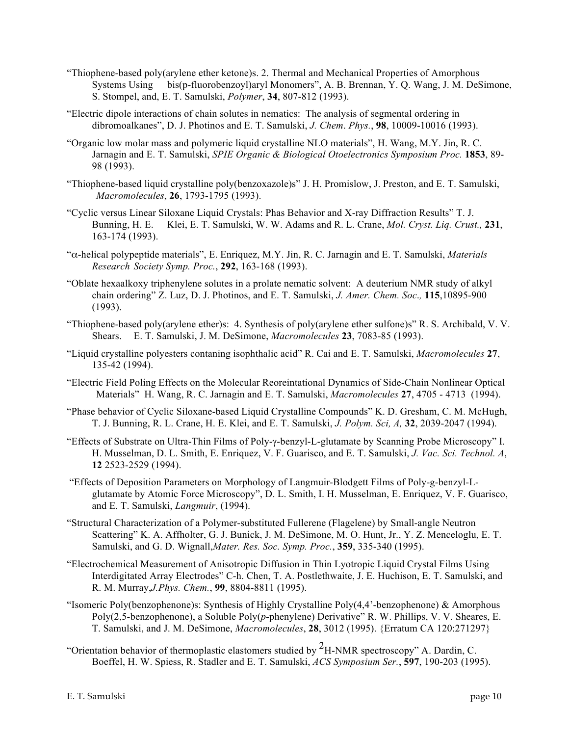"Thiophene-based poly(arylene ether ketone)s. 2. Thermal and Mechanical Properties of Amorphous Systems Using bis(p-fluorobenzoyl)aryl Monomers", A. B. Brennan, Y. Q. Wang, J. M. DeSimone, S. Stompel, and, E. T. Samulski, *Polymer*, **34**, 807-812 (1993).

"Electric dipole interactions of chain solutes in nematics: The analysis of segmental ordering in dibromoalkanes", D. J. Photinos and E. T. Samulski, *J. Chem. Phys.*, **98**, 10009-10016 (1993).

"Organic low molar mass and polymeric liquid crystalline NLO materials", H. Wang, M.Y. Jin, R. C. Jarnagin and E. T. Samulski, *SPIE Organic & Biological Otoelectronics Symposium Proc.* **1853**, 89-98 (1993).

"Thiophene-based liquid crystalline poly(benzoxazole)s" J. H. Promislow, J. Preston, and E. T. Samulski, *Macromolecules*, **26**, 1793-1795 (1993).

"Cyclic versus Linear Siloxane Liquid Crystals: Phas Behavior and X-ray Diffraction Results" T. J. Bunning, H. E. Klei, E. T. Samulski, W. W. Adams and R. L. Crane, *Mol. Cryst. Liq. Crust.,* **231**, 163-174 (1993).

"$\alpha$-helical polypeptide materials", E. Enriquez, M.Y. Jin, R. C. Jarnagin and E. T. Samulski, *Materials Research Society Symp. Proc.*, **292**, 163-168 (1993).

"Oblate hexaalkoxy triphenylene solutes in a prolate nematic solvent: A deuterium NMR study of alkyl chain ordering" Z. Luz, D. J. Photinos, and E. T. Samulski, *J. Amer. Chem. Soc*., **115**,10895-900 (1993).

"Thiophene-based poly(arylene ether)s: 4. Synthesis of poly(arylene ether sulfone)s" R. S. Archibald, V. V. Shears. E. T. Samulski, J. M. DeSimone, *Macromolecules* **23**, 7083-85 (1993).

"Liquid crystalline polyesters contaning isophthalic acid" R. Cai and E. T. Samulski, *Macromolecules* **27**, 135-42 (1994).

"Electric Field Poling Effects on the Molecular Reoreintational Dynamics of Side-Chain Nonlinear Optical Materials" H. Wang, R. C. Jarnagin and E. T. Samulski, *Macromolecules* **27**, 4705 - 4713 (1994).

"Phase behavior of Cyclic Siloxane-based Liquid Crystalline Compounds" K. D. Gresham, C. M. McHugh, T. J. Bunning, R. L. Crane, H. E. Klei, and E. T. Samulski, *J. Polym. Sci, A,* **32**, 2039-2047 (1994).

"Effects of Substrate on Ultra-Thin Films of Poly-$\gamma$-benzyl-L-glutamate by Scanning Probe Microscopy" I. H. Musselman, D. L. Smith, E. Enriquez, V. F. Guarisco, and E. T. Samulski, *J. Vac. Sci. Technol. A*, **12** 2523-2529 (1994).

"Effects of Deposition Parameters on Morphology of Langmuir-Blodgett Films of Poly-g-benzyl-L-glutamate by Atomic Force Microscopy", D. L. Smith, I. H. Musselman, E. Enriquez, V. F. Guarisco, and E. T. Samulski, *Langmuir*, (1994).

"Structural Characterization of a Polymer-substituted Fullerene (Flagelene) by Small-angle Neutron Scattering" K. A. Affholter, G. J. Bunick, J. M. DeSimone, M. O. Hunt, Jr., Y. Z. Menceloglu, E. T. Samulski, and G. D. Wignall,*Mater. Res. Soc. Symp. Proc.*, **359**, 335-340 (1995).

"Electrochemical Measurement of Anisotropic Diffusion in Thin Lyotropic Liquid Crystal Films Using Interdigitated Array Electrodes" C-h. Chen, T. A. Postlethwaite, J. E. Huchison, E. T. Samulski, and R. M. Murray,*J.Phys. Chem.*, **99**, 8804-8811 (1995).

"Isomeric Poly(benzophenone)s: Synthesis of Highly Crystalline Poly(4,4'-benzophenone) & Amorphous Poly(2,5-benzophenone), a Soluble Poly(*p*-phenylene) Derivative" R. W. Phillips, V. V. Sheares, E. T. Samulski, and J. M. DeSimone, *Macromolecules*, **28**, 3012 (1995). {Erratum CA 120:271297}

"Orientation behavior of thermoplastic elastomers studied by $^2$H-NMR spectroscopy" A. Dardin, C. Boeffel, H. W. Spiess, R. Stadler and E. T. Samulski, *ACS Symposium Ser.*, **597**, 190-203 (1995).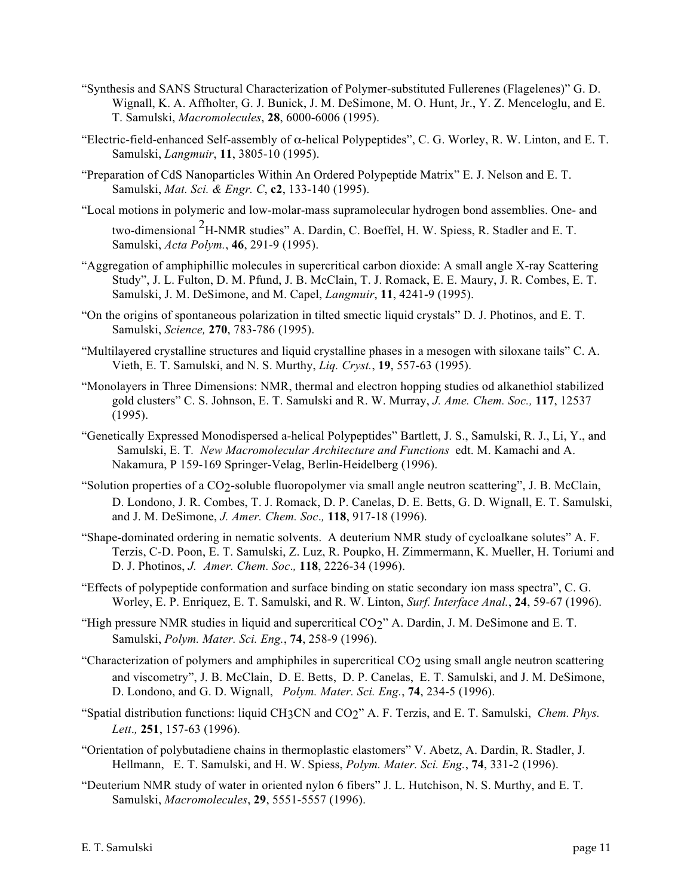"Synthesis and SANS Structural Characterization of Polymer-substituted Fullerenes (Flagelenes)" G. D. Wignall, K. A. Affholter, G. J. Bunick, J. M. DeSimone, M. O. Hunt, Jr., Y. Z. Menceloglu, and E. T. Samulski, *Macromolecules*, **28**, 6000-6006 (1995).

"Electric-field-enhanced Self-assembly of $\alpha$-helical Polypeptides", C. G. Worley, R. W. Linton, and E. T. Samulski, *Langmuir*, **11**, 3805-10 (1995).

"Preparation of CdS Nanoparticles Within An Ordered Polypeptide Matrix" E. J. Nelson and E. T. Samulski, *Mat. Sci. & Engr. C*, **c2**, 133-140 (1995).

"Local motions in polymeric and low-molar-mass supramolecular hydrogen bond assemblies. One- and two-dimensional $^2$H-NMR studies" A. Dardin, C. Boeffel, H. W. Spiess, R. Stadler and E. T. Samulski, *Acta Polym.*, **46**, 291-9 (1995).

"Aggregation of amphiphillic molecules in supercritical carbon dioxide: A small angle X-ray Scattering Study", J. L. Fulton, D. M. Pfund, J. B. McClain, T. J. Romack, E. E. Maury, J. R. Combes, E. T. Samulski, J. M. DeSimone, and M. Capel, *Langmuir*, **11**, 4241-9 (1995).

"On the origins of spontaneous polarization in tilted smectic liquid crystals" D. J. Photinos, and E. T. Samulski, *Science,* **270**, 783-786 (1995).

"Multilayered crystalline structures and liquid crystalline phases in a mesogen with siloxane tails" C. A. Vieth, E. T. Samulski, and N. S. Murthy, *Liq. Cryst.*, **19**, 557-63 (1995).

"Monolayers in Three Dimensions: NMR, thermal and electron hopping studies od alkanethiol stabilized gold clusters" C. S. Johnson, E. T. Samulski and R. W. Murray, *J. Ame. Chem. Soc.,* **117**, 12537 (1995).

"Genetically Expressed Monodispersed a-helical Polypeptides" Bartlett, J. S., Samulski, R. J., Li, Y., and Samulski, E. T. *New Macromolecular Architecture and Functions* edt. M. Kamachi and A. Nakamura, P 159-169 Springer-Velag, Berlin-Heidelberg (1996).

"Solution properties of a $CO_2$-soluble fluoropolymer via small angle neutron scattering", J. B. McClain, D. Londono, J. R. Combes, T. J. Romack, D. P. Canelas, D. E. Betts, G. D. Wignall, E. T. Samulski, and J. M. DeSimone, *J. Amer. Chem. Soc*.*,* **118**, 917-18 (1996).

"Shape-dominated ordering in nematic solvents. A deuterium NMR study of cycloalkane solutes" A. F. Terzis, C-D. Poon, E. T. Samulski, Z. Luz, R. Poupko, H. Zimmermann, K. Mueller, H. Toriumi and D. J. Photinos, *J. Amer. Chem. Soc*.*,* **118**, 2226-34 (1996).

"Effects of polypeptide conformation and surface binding on static secondary ion mass spectra", C. G. Worley, E. P. Enriquez, E. T. Samulski, and R. W. Linton, *Surf. Interface Anal.*, **24**, 59-67 (1996).

"High pressure NMR studies in liquid and supercritical $CO_2$" A. Dardin, J. M. DeSimone and E. T. Samulski, *Polym. Mater. Sci. Eng.*, **74**, 258-9 (1996).

"Characterization of polymers and amphiphiles in supercritical $CO_2$ using small angle neutron scattering and viscometry", J. B. McClain, D. E. Betts, D. P. Canelas, E. T. Samulski, and J. M. DeSimone, D. Londono, and G. D. Wignall, *Polym. Mater. Sci. Eng.*, **74**, 234-5 (1996).

"Spatial distribution functions: liquid $CH_3CN$ and $CO_2$" A. F. Terzis, and E. T. Samulski, *Chem. Phys. Lett*.*,* **251**, 157-63 (1996).

"Orientation of polybutadiene chains in thermoplastic elastomers" V. Abetz, A. Dardin, R. Stadler, J. Hellmann, E. T. Samulski, and H. W. Spiess, *Polym. Mater. Sci. Eng.*, **74**, 331-2 (1996).

"Deuterium NMR study of water in oriented nylon 6 fibers" J. L. Hutchison, N. S. Murthy, and E. T. Samulski, *Macromolecules*, **29**, 5551-5557 (1996).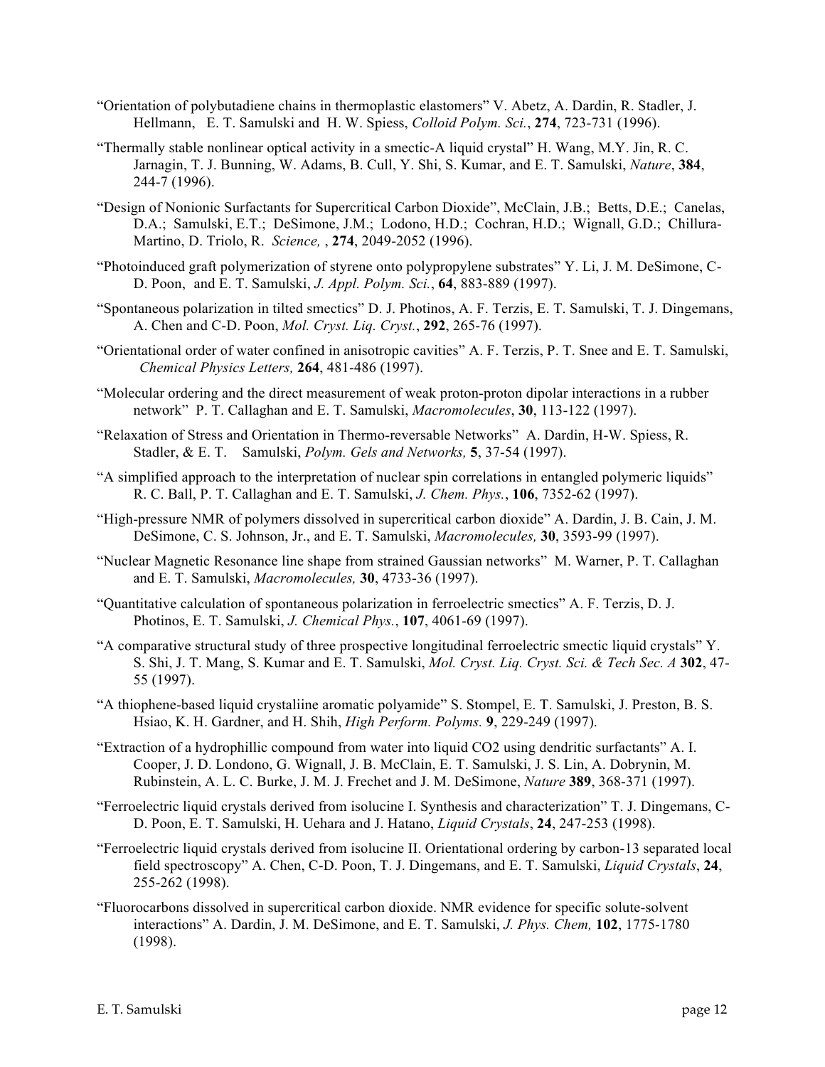"Orientation of polybutadiene chains in thermoplastic elastomers" V. Abetz, A. Dardin, R. Stadler, J. Hellmann, E. T. Samulski and H. W. Spiess, *Colloid Polym. Sci.*, **274**, 723-731 (1996).

"Thermally stable nonlinear optical activity in a smectic-A liquid crystal" H. Wang, M.Y. Jin, R. C. Jarnagin, T. J. Bunning, W. Adams, B. Cull, Y. Shi, S. Kumar, and E. T. Samulski, *Nature*, **384**, 244-7 (1996).

"Design of Nonionic Surfactants for Supercritical Carbon Dioxide", McClain, J.B.; Betts, D.E.; Canelas, D.A.; Samulski, E.T.; DeSimone, J.M.; Lodono, H.D.; Cochran, H.D.; Wignall, G.D.; Chillura-Martino, D. Triolo, R. *Science,* , **274**, 2049-2052 (1996).

"Photoinduced graft polymerization of styrene onto polypropylene substrates" Y. Li, J. M. DeSimone, C-D. Poon, and E. T. Samulski, *J. Appl. Polym. Sci.*, **64**, 883-889 (1997).

"Spontaneous polarization in tilted smectics" D. J. Photinos, A. F. Terzis, E. T. Samulski, T. J. Dingemans, A. Chen and C-D. Poon, *Mol. Cryst. Liq. Cryst.*, **292**, 265-76 (1997).

"Orientational order of water confined in anisotropic cavities" A. F. Terzis, P. T. Snee and E. T. Samulski, *Chemical Physics Letters,* **264**, 481-486 (1997).

"Molecular ordering and the direct measurement of weak proton-proton dipolar interactions in a rubber network" P. T. Callaghan and E. T. Samulski, *Macromolecules*, **30**, 113-122 (1997).

"Relaxation of Stress and Orientation in Thermo-reversable Networks" A. Dardin, H-W. Spiess, R. Stadler, & E. T. Samulski, *Polym. Gels and Networks,* **5**, 37-54 (1997).

"A simplified approach to the interpretation of nuclear spin correlations in entangled polymeric liquids" R. C. Ball, P. T. Callaghan and E. T. Samulski, *J. Chem. Phys.*, **106**, 7352-62 (1997).

"High-pressure NMR of polymers dissolved in supercritical carbon dioxide" A. Dardin, J. B. Cain, J. M. DeSimone, C. S. Johnson, Jr., and E. T. Samulski, *Macromolecules,* **30**, 3593-99 (1997).

"Nuclear Magnetic Resonance line shape from strained Gaussian networks" M. Warner, P. T. Callaghan and E. T. Samulski, *Macromolecules,* **30**, 4733-36 (1997).

"Quantitative calculation of spontaneous polarization in ferroelectric smectics" A. F. Terzis, D. J. Photinos, E. T. Samulski, *J. Chemical Phys.*, **107**, 4061-69 (1997).

"A comparative structural study of three prospective longitudinal ferroelectric smectic liquid crystals" Y. S. Shi, J. T. Mang, S. Kumar and E. T. Samulski, *Mol. Cryst. Liq. Cryst. Sci. & Tech Sec. A* **302**, 47-55 (1997).

"A thiophene-based liquid crystaliine aromatic polyamide" S. Stompel, E. T. Samulski, J. Preston, B. S. Hsiao, K. H. Gardner, and H. Shih, *High Perform. Polyms.* **9**, 229-249 (1997).

"Extraction of a hydrophillic compound from water into liquid CO2 using dendritic surfactants" A. I. Cooper, J. D. Londono, G. Wignall, J. B. McClain, E. T. Samulski, J. S. Lin, A. Dobrynin, M. Rubinstein, A. L. C. Burke, J. M. J. Frechet and J. M. DeSimone, *Nature* **389**, 368-371 (1997).

"Ferroelectric liquid crystals derived from isolucine I. Synthesis and characterization" T. J. Dingemans, C-D. Poon, E. T. Samulski, H. Uehara and J. Hatano, *Liquid Crystals*, **24**, 247-253 (1998).

"Ferroelectric liquid crystals derived from isolucine II. Orientational ordering by carbon-13 separated local field spectroscopy" A. Chen, C-D. Poon, T. J. Dingemans, and E. T. Samulski, *Liquid Crystals*, **24**, 255-262 (1998).

"Fluorocarbons dissolved in supercritical carbon dioxide. NMR evidence for specific solute-solvent interactions" A. Dardin, J. M. DeSimone, and E. T. Samulski, *J. Phys. Chem,* **102**, 1775-1780 (1998).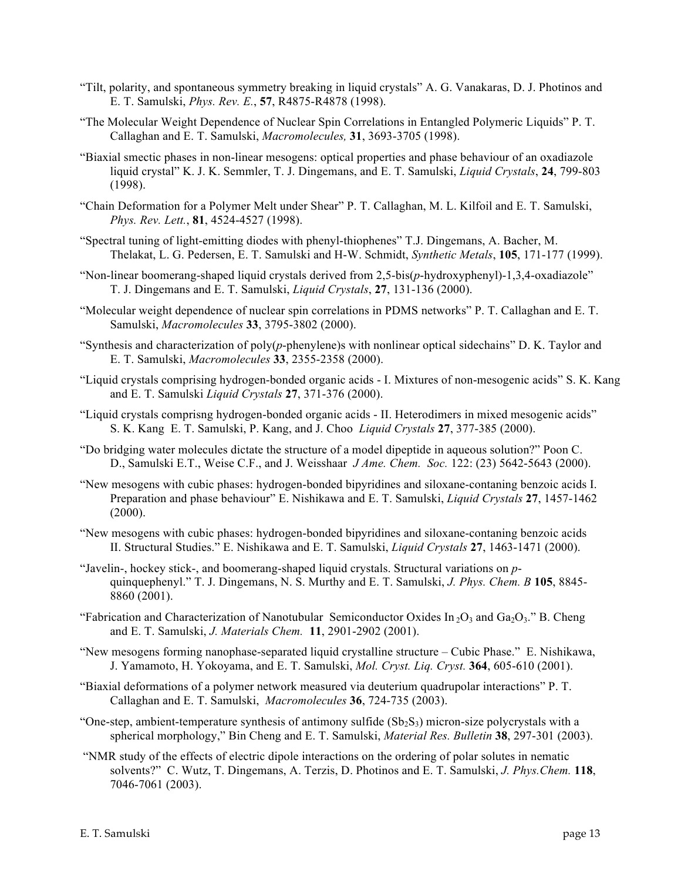"Tilt, polarity, and spontaneous symmetry breaking in liquid crystals" A. G. Vanakaras, D. J. Photinos and E. T. Samulski, *Phys. Rev. E.*, **57**, R4875-R4878 (1998).

"The Molecular Weight Dependence of Nuclear Spin Correlations in Entangled Polymeric Liquids" P. T. Callaghan and E. T. Samulski, *Macromolecules,* **31**, 3693-3705 (1998).

"Biaxial smectic phases in non-linear mesogens: optical properties and phase behaviour of an oxadiazole liquid crystal" K. J. K. Semmler, T. J. Dingemans, and E. T. Samulski, *Liquid Crystals*, **24**, 799-803 (1998).

"Chain Deformation for a Polymer Melt under Shear" P. T. Callaghan, M. L. Kilfoil and E. T. Samulski, *Phys. Rev. Lett.*, **81**, 4524-4527 (1998).

"Spectral tuning of light-emitting diodes with phenyl-thiophenes" T.J. Dingemans, A. Bacher, M. Thelakat, L. G. Pedersen, E. T. Samulski and H-W. Schmidt, *Synthetic Metals*, **105**, 171-177 (1999).

"Non-linear boomerang-shaped liquid crystals derived from 2,5-bis(*p*-hydroxyphenyl)-1,3,4-oxadiazole" T. J. Dingemans and E. T. Samulski, *Liquid Crystals*, **27**, 131-136 (2000).

"Molecular weight dependence of nuclear spin correlations in PDMS networks" P. T. Callaghan and E. T. Samulski, *Macromolecules* **33**, 3795-3802 (2000).

"Synthesis and characterization of poly(*p*-phenylene)s with nonlinear optical sidechains" D. K. Taylor and E. T. Samulski, *Macromolecules* **33**, 2355-2358 (2000).

"Liquid crystals comprising hydrogen-bonded organic acids - I. Mixtures of non-mesogenic acids" S. K. Kang and E. T. Samulski *Liquid Crystals* **27**, 371-376 (2000).

"Liquid crystals comprisng hydrogen-bonded organic acids - II. Heterodimers in mixed mesogenic acids" S. K. Kang E. T. Samulski, P. Kang, and J. Choo *Liquid Crystals* **27**, 377-385 (2000).

"Do bridging water molecules dictate the structure of a model dipeptide in aqueous solution?" Poon C. D., Samulski E.T., Weise C.F., and J. Weisshaar *J Ame. Chem. Soc.* 122: (23) 5642-5643 (2000).

"New mesogens with cubic phases: hydrogen-bonded bipyridines and siloxane-contaning benzoic acids I. Preparation and phase behaviour" E. Nishikawa and E. T. Samulski, *Liquid Crystals* **27**, 1457-1462 (2000).

"New mesogens with cubic phases: hydrogen-bonded bipyridines and siloxane-contaning benzoic acids II. Structural Studies." E. Nishikawa and E. T. Samulski, *Liquid Crystals* **27**, 1463-1471 (2000).

"Javelin-, hockey stick-, and boomerang-shaped liquid crystals. Structural variations on *p*-quinquephenyl." T. J. Dingemans, N. S. Murthy and E. T. Samulski, *J. Phys. Chem. B* **105**, 8845-8860 (2001).

"Fabrication and Characterization of Nanotubular Semiconductor Oxides $In_2O_3$ and $Ga_2O_3$." B. Cheng and E. T. Samulski, *J. Materials Chem.* **11**, 2901-2902 (2001).

"New mesogens forming nanophase-separated liquid crystalline structure – Cubic Phase." E. Nishikawa, J. Yamamoto, H. Yokoyama, and E. T. Samulski, *Mol. Cryst. Liq. Cryst.* **364**, 605-610 (2001).

"Biaxial deformations of a polymer network measured via deuterium quadrupolar interactions" P. T. Callaghan and E. T. Samulski, *Macromolecules* **36**, 724-735 (2003).

"One-step, ambient-temperature synthesis of antimony sulfide ($Sb_2S_3$) micron-size polycrystals with a spherical morphology," Bin Cheng and E. T. Samulski, *Material Res. Bulletin* **38**, 297-301 (2003).

"NMR study of the effects of electric dipole interactions on the ordering of polar solutes in nematic solvents?" C. Wutz, T. Dingemans, A. Terzis, D. Photinos and E. T. Samulski, *J. Phys.Chem.* **118**, 7046-7061 (2003).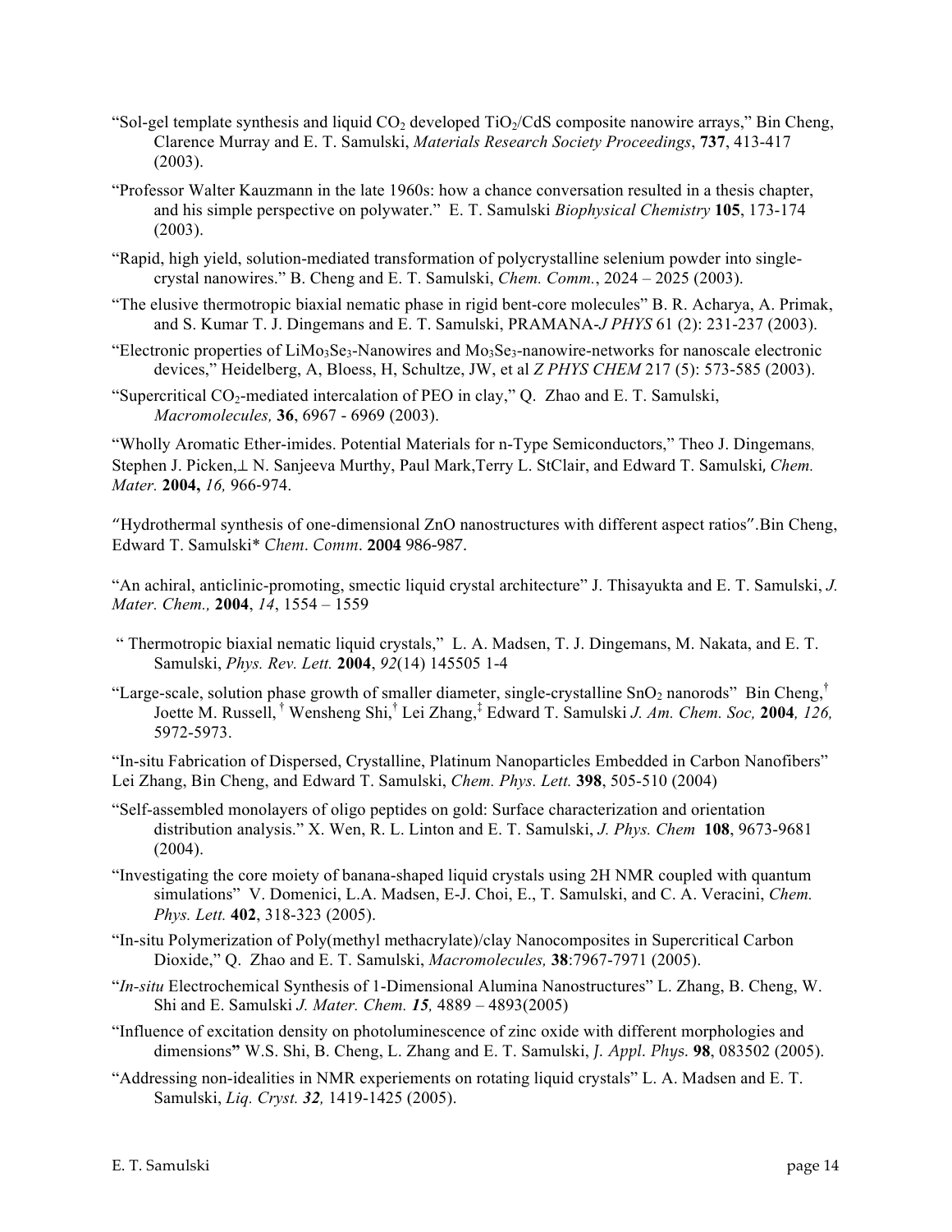"Sol-gel template synthesis and liquid $CO_2$ developed $TiO_2$/CdS composite nanowire arrays," Bin Cheng, Clarence Murray and E. T. Samulski, *Materials Research Society Proceedings*, **737**, 413-417 (2003).

"Professor Walter Kauzmann in the late 1960s: how a chance conversation resulted in a thesis chapter, and his simple perspective on polywater." E. T. Samulski *Biophysical Chemistry* **105**, 173-174 (2003).

"Rapid, high yield, solution-mediated transformation of polycrystalline selenium powder into single-crystal nanowires." B. Cheng and E. T. Samulski, *Chem. Comm.*, 2024 – 2025 (2003).

"The elusive thermotropic biaxial nematic phase in rigid bent-core molecules" B. R. Acharya, A. Primak, and S. Kumar T. J. Dingemans and E. T. Samulski, PRAMANA-*J PHYS* 61 (2): 231-237 (2003).

"Electronic properties of $LiMo_3Se_3$-Nanowires and $Mo_3Se_3$-nanowire-networks for nanoscale electronic devices," Heidelberg, A, Bloess, H, Schultze, JW, et al *Z PHYS CHEM* 217 (5): 573-585 (2003).

"Supercritical $CO_2$-mediated intercalation of PEO in clay," Q. Zhao and E. T. Samulski, *Macromolecules,* **36**, 6967 - 6969 (2003).

"Wholly Aromatic Ether-imides. Potential Materials for n-Type Semiconductors," Theo J. Dingemans, Stephen J. Picken,⊥ N. Sanjeeva Murthy, Paul Mark,Terry L. StClair, and Edward T. Samulski, *Chem. Mater.* **2004,** *16,* 966-974.

"Hydrothermal synthesis of one-dimensional ZnO nanostructures with different aspect ratios".Bin Cheng, Edward T. Samulski* *Chem. Comm.* **2004** 986-987.

"An achiral, anticlinic-promoting, smectic liquid crystal architecture" J. Thisayukta and E. T. Samulski, *J. Mater. Chem.,* **2004**, *14*, 1554 – 1559

" Thermotropic biaxial nematic liquid crystals," L. A. Madsen, T. J. Dingemans, M. Nakata, and E. T. Samulski, *Phys. Rev. Lett.* **2004**, *92*(14) 145505 1-4

"Large-scale, solution phase growth of smaller diameter, single-crystalline $SnO_2$ nanorods" Bin Cheng,[†] Joette M. Russell,[†] Wensheng Shi,[†] Lei Zhang,[‡] Edward T. Samulski *J. Am. Chem. Soc,* **2004***, 126,* 5972-5973.

"In-situ Fabrication of Dispersed, Crystalline, Platinum Nanoparticles Embedded in Carbon Nanofibers" Lei Zhang, Bin Cheng, and Edward T. Samulski, *Chem. Phys. Lett.* **398**, 505-510 (2004)

"Self-assembled monolayers of oligo peptides on gold: Surface characterization and orientation distribution analysis." X. Wen, R. L. Linton and E. T. Samulski, *J. Phys. Chem* **108**, 9673-9681 (2004).

"Investigating the core moiety of banana-shaped liquid crystals using 2H NMR coupled with quantum simulations" V. Domenici, L.A. Madsen, E-J. Choi, E., T. Samulski, and C. A. Veracini, *Chem. Phys. Lett.* **402**, 318-323 (2005).

"In-situ Polymerization of Poly(methyl methacrylate)/clay Nanocomposites in Supercritical Carbon Dioxide," Q. Zhao and E. T. Samulski, *Macromolecules,* **38**:7967-7971 (2005).

"*In-situ* Electrochemical Synthesis of 1-Dimensional Alumina Nanostructures" L. Zhang, B. Cheng, W. Shi and E. Samulski *J. Mater. Chem.* ***15****,* 4889 – 4893(2005)

"Influence of excitation density on photoluminescence of zinc oxide with different morphologies and dimensions**"** W.S. Shi, B. Cheng, L. Zhang and E. T. Samulski, *J. Appl. Phys.* **98**, 083502 (2005).

"Addressing non-idealities in NMR experiements on rotating liquid crystals" L. A. Madsen and E. T. Samulski, *Liq. Cryst.* ***32****,* 1419-1425 (2005).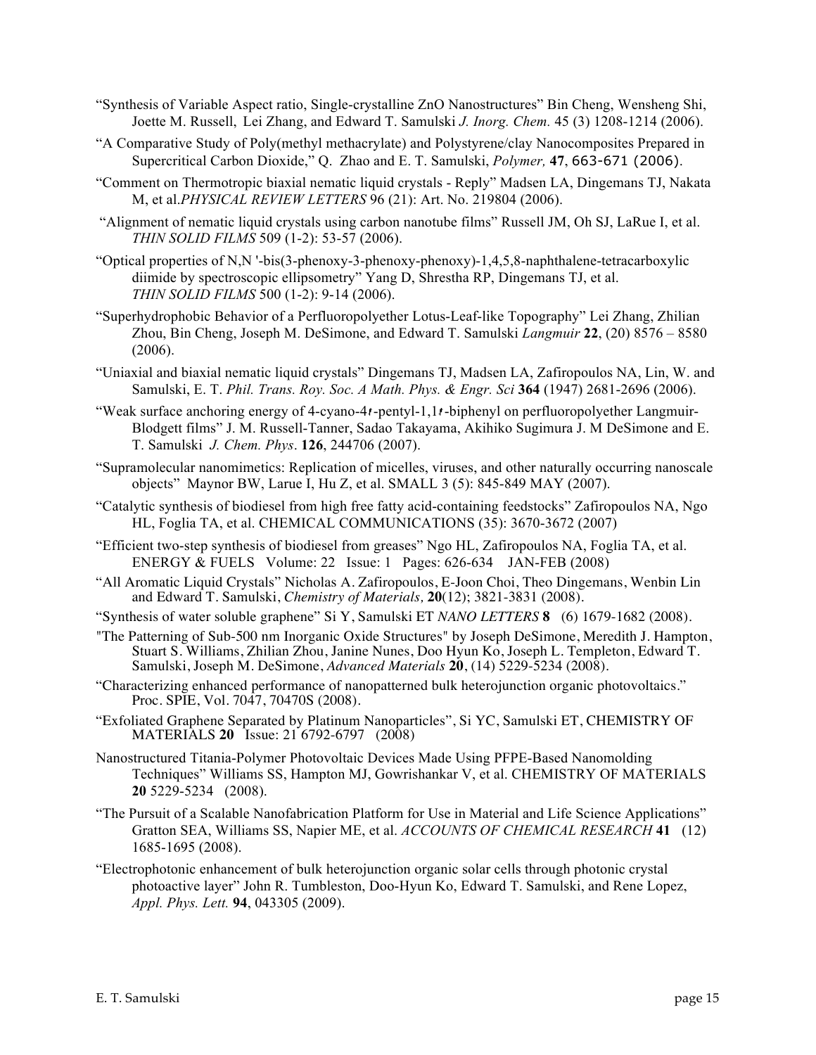"Synthesis of Variable Aspect ratio, Single-crystalline ZnO Nanostructures" Bin Cheng, Wensheng Shi, Joette M. Russell, Lei Zhang, and Edward T. Samulski *J. Inorg. Chem.* 45 (3) 1208-1214 (2006).

"A Comparative Study of Poly(methyl methacrylate) and Polystyrene/clay Nanocomposites Prepared in Supercritical Carbon Dioxide," Q. Zhao and E. T. Samulski, *Polymer,* **47**, 663-671 (2006).

"Comment on Thermotropic biaxial nematic liquid crystals - Reply" Madsen LA, Dingemans TJ, Nakata M, et al.*PHYSICAL REVIEW LETTERS* 96 (21): Art. No. 219804 (2006).

"Alignment of nematic liquid crystals using carbon nanotube films" Russell JM, Oh SJ, LaRue I, et al. *THIN SOLID FILMS* 509 (1-2): 53-57 (2006).

"Optical properties of N,N '-bis(3-phenoxy-3-phenoxy-phenoxy)-1,4,5,8-naphthalene-tetracarboxylic diimide by spectroscopic ellipsometry" Yang D, Shrestha RP, Dingemans TJ, et al. *THIN SOLID FILMS* 500 (1-2): 9-14 (2006).

"Superhydrophobic Behavior of a Perfluoropolyether Lotus-Leaf-like Topography" Lei Zhang, Zhilian Zhou, Bin Cheng, Joseph M. DeSimone, and Edward T. Samulski *Langmuir* **22**, (20) 8576 – 8580 (2006).

"Uniaxial and biaxial nematic liquid crystals" Dingemans TJ, Madsen LA, Zafiropoulos NA, Lin, W. and Samulski, E. T. *Phil. Trans. Roy. Soc. A Math. Phys. & Engr. Sci* **364** (1947) 2681-2696 (2006).

"Weak surface anchoring energy of 4-cyano-4ʹ-pentyl-1,1ʹ-biphenyl on perfluoropolyether Langmuir-Blodgett films" J. M. Russell-Tanner, Sadao Takayama, Akihiko Sugimura J. M DeSimone and E. T. Samulski *J. Chem. Phys*. **126**, 244706 (2007).

"Supramolecular nanomimetics: Replication of micelles, viruses, and other naturally occurring nanoscale objects" Maynor BW, Larue I, Hu Z, et al. SMALL 3 (5): 845-849 MAY (2007).

"Catalytic synthesis of biodiesel from high free fatty acid-containing feedstocks" Zafiropoulos NA, Ngo HL, Foglia TA, et al. CHEMICAL COMMUNICATIONS (35): 3670-3672 (2007)

"Efficient two-step synthesis of biodiesel from greases" Ngo HL, Zafiropoulos NA, Foglia TA, et al. ENERGY & FUELS Volume: 22 Issue: 1 Pages: 626-634 JAN-FEB (2008)

"All Aromatic Liquid Crystals" Nicholas A. Zafiropoulos, E-Joon Choi, Theo Dingemans, Wenbin Lin and Edward T. Samulski, *Chemistry of Materials,* **20**(12); 3821-3831 (2008).

"Synthesis of water soluble graphene" Si Y, Samulski ET *NANO LETTERS* **8** (6) 1679-1682 (2008).

"The Patterning of Sub-500 nm Inorganic Oxide Structures" by Joseph DeSimone, Meredith J. Hampton, Stuart S. Williams, Zhilian Zhou, Janine Nunes, Doo Hyun Ko, Joseph L. Templeton, Edward T. Samulski, Joseph M. DeSimone, *Advanced Materials* **20**, (14) 5229-5234 (2008).

"Characterizing enhanced performance of nanopatterned bulk heterojunction organic photovoltaics." Proc. SPIE, Vol. 7047, 70470S (2008).

"Exfoliated Graphene Separated by Platinum Nanoparticles", Si YC, Samulski ET, CHEMISTRY OF MATERIALS **20** Issue: 21 6792-6797 (2008)

Nanostructured Titania-Polymer Photovoltaic Devices Made Using PFPE-Based Nanomolding Techniques" Williams SS, Hampton MJ, Gowrishankar V, et al. CHEMISTRY OF MATERIALS **20** 5229-5234 (2008).

"The Pursuit of a Scalable Nanofabrication Platform for Use in Material and Life Science Applications" Gratton SEA, Williams SS, Napier ME, et al. *ACCOUNTS OF CHEMICAL RESEARCH* **41** (12) 1685-1695 (2008).

"Electrophotonic enhancement of bulk heterojunction organic solar cells through photonic crystal photoactive layer" John R. Tumbleston, Doo-Hyun Ko, Edward T. Samulski, and Rene Lopez, *Appl. Phys. Lett.* **94**, 043305 (2009).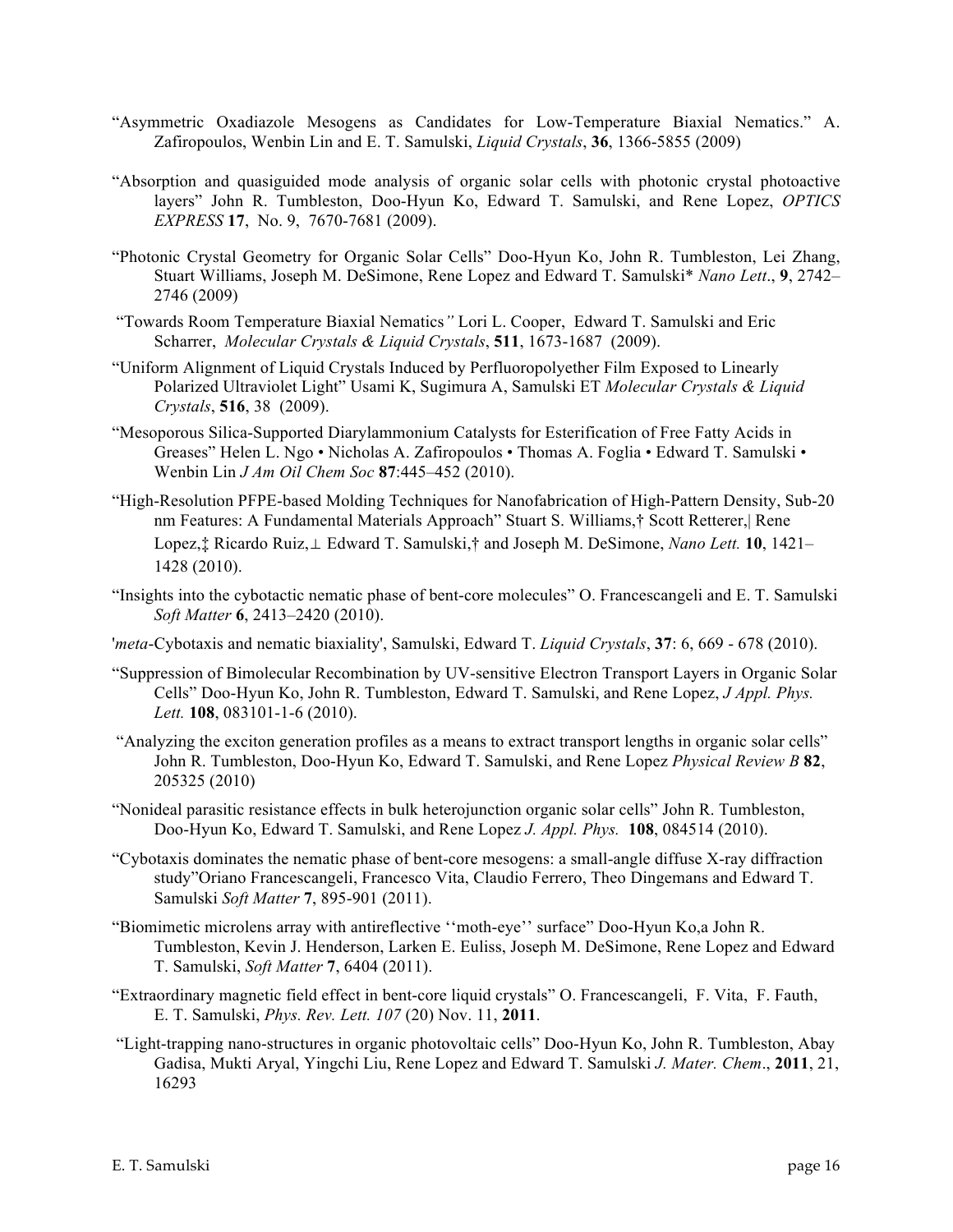"Asymmetric Oxadiazole Mesogens as Candidates for Low-Temperature Biaxial Nematics." A. Zafiropoulos, Wenbin Lin and E. T. Samulski, *Liquid Crystals*, **36**, 1366-5855 (2009)

"Absorption and quasiguided mode analysis of organic solar cells with photonic crystal photoactive layers" John R. Tumbleston, Doo-Hyun Ko, Edward T. Samulski, and Rene Lopez, *OPTICS EXPRESS* **17**, No. 9, 7670-7681 (2009).

"Photonic Crystal Geometry for Organic Solar Cells" Doo-Hyun Ko, John R. Tumbleston, Lei Zhang, Stuart Williams, Joseph M. DeSimone, Rene Lopez and Edward T. Samulski* *Nano Lett*., **9**, 2742–2746 (2009)

"Towards Room Temperature Biaxial Nematics*"* Lori L. Cooper, Edward T. Samulski and Eric Scharrer, *Molecular Crystals & Liquid Crystals*, **511**, 1673-1687 (2009).

"Uniform Alignment of Liquid Crystals Induced by Perfluoropolyether Film Exposed to Linearly Polarized Ultraviolet Light" Usami K, Sugimura A, Samulski ET *Molecular Crystals & Liquid Crystals*, **516**, 38 (2009).

"Mesoporous Silica-Supported Diarylammonium Catalysts for Esterification of Free Fatty Acids in Greases" Helen L. Ngo • Nicholas A. Zafiropoulos • Thomas A. Foglia • Edward T. Samulski • Wenbin Lin *J Am Oil Chem Soc* **87**:445–452 (2010).

"High-Resolution PFPE-based Molding Techniques for Nanofabrication of High-Pattern Density, Sub-20 nm Features: A Fundamental Materials Approach" Stuart S. Williams,† Scott Retterer,| Rene Lopez,‡ Ricardo Ruiz,⊥ Edward T. Samulski,† and Joseph M. DeSimone, *Nano Lett.* **10**, 1421–1428 (2010).

"Insights into the cybotactic nematic phase of bent-core molecules" O. Francescangeli and E. T. Samulski *Soft Matter* **6**, 2413–2420 (2010).

'*meta*-Cybotaxis and nematic biaxiality', Samulski, Edward T. *Liquid Crystals*, **37**: 6, 669 - 678 (2010).

"Suppression of Bimolecular Recombination by UV-sensitive Electron Transport Layers in Organic Solar Cells" Doo-Hyun Ko, John R. Tumbleston, Edward T. Samulski, and Rene Lopez, *J Appl. Phys. Lett.* **108**, 083101-1-6 (2010).

"Analyzing the exciton generation profiles as a means to extract transport lengths in organic solar cells" John R. Tumbleston, Doo-Hyun Ko, Edward T. Samulski, and Rene Lopez *Physical Review B* **82**, 205325 (2010)

"Nonideal parasitic resistance effects in bulk heterojunction organic solar cells" John R. Tumbleston, Doo-Hyun Ko, Edward T. Samulski, and Rene Lopez *J. Appl. Phys.* **108**, 084514 (2010).

"Cybotaxis dominates the nematic phase of bent-core mesogens: a small-angle diffuse X-ray diffraction study"Oriano Francescangeli, Francesco Vita, Claudio Ferrero, Theo Dingemans and Edward T. Samulski *Soft Matter* **7**, 895-901 (2011).

"Biomimetic microlens array with antireflective ''moth-eye'' surface" Doo-Hyun Ko,a John R. Tumbleston, Kevin J. Henderson, Larken E. Euliss, Joseph M. DeSimone, Rene Lopez and Edward T. Samulski, *Soft Matter* **7**, 6404 (2011).

"Extraordinary magnetic field effect in bent-core liquid crystals" O. Francescangeli, F. Vita, F. Fauth, E. T. Samulski, *Phys. Rev. Lett. 107* (20) Nov. 11, **2011**.

"Light-trapping nano-structures in organic photovoltaic cells" Doo-Hyun Ko, John R. Tumbleston, Abay Gadisa, Mukti Aryal, Yingchi Liu, Rene Lopez and Edward T. Samulski *J. Mater. Chem*., **2011**, 21, 16293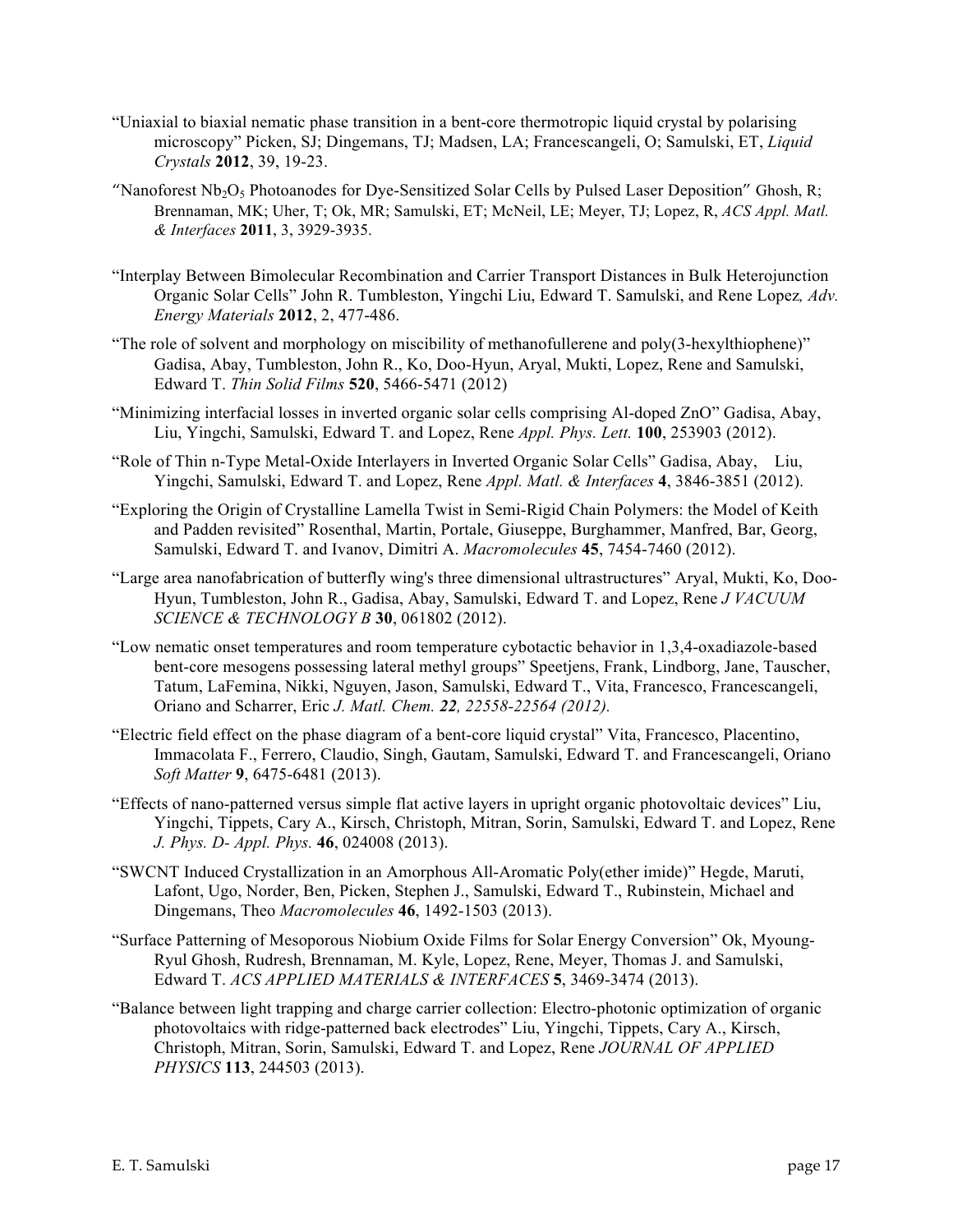"Uniaxial to biaxial nematic phase transition in a bent-core thermotropic liquid crystal by polarising microscopy" Picken, SJ; Dingemans, TJ; Madsen, LA; Francescangeli, O; Samulski, ET, *Liquid Crystals* **2012**, 39, 19-23.

"Nanoforest $Nb_2O_5$ Photoanodes for Dye-Sensitized Solar Cells by Pulsed Laser Deposition" Ghosh, R; Brennaman, MK; Uher, T; Ok, MR; Samulski, ET; McNeil, LE; Meyer, TJ; Lopez, R, *ACS Appl. Matl. & Interfaces* **2011**, 3, 3929-3935.

"Interplay Between Bimolecular Recombination and Carrier Transport Distances in Bulk Heterojunction Organic Solar Cells" John R. Tumbleston, Yingchi Liu, Edward T. Samulski, and Rene Lopez*, Adv. Energy Materials* **2012**, 2, 477-486.

"The role of solvent and morphology on miscibility of methanofullerene and poly(3-hexylthiophene)" Gadisa, Abay, Tumbleston, John R., Ko, Doo-Hyun, Aryal, Mukti, Lopez, Rene and Samulski, Edward T. *Thin Solid Films* **520**, 5466-5471 (2012)

"Minimizing interfacial losses in inverted organic solar cells comprising Al-doped ZnO" Gadisa, Abay, Liu, Yingchi, Samulski, Edward T. and Lopez, Rene *Appl. Phys. Lett.* **100**, 253903 (2012).

"Role of Thin n-Type Metal-Oxide Interlayers in Inverted Organic Solar Cells" Gadisa, Abay, Liu, Yingchi, Samulski, Edward T. and Lopez, Rene *Appl. Matl. & Interfaces* **4**, 3846-3851 (2012).

"Exploring the Origin of Crystalline Lamella Twist in Semi-Rigid Chain Polymers: the Model of Keith and Padden revisited" Rosenthal, Martin, Portale, Giuseppe, Burghammer, Manfred, Bar, Georg, Samulski, Edward T. and Ivanov, Dimitri A. *Macromolecules* **45**, 7454-7460 (2012).

"Large area nanofabrication of butterfly wing's three dimensional ultrastructures" Aryal, Mukti, Ko, Doo-Hyun, Tumbleston, John R., Gadisa, Abay, Samulski, Edward T. and Lopez, Rene *J VACUUM SCIENCE & TECHNOLOGY B* **30**, 061802 (2012).

"Low nematic onset temperatures and room temperature cybotactic behavior in 1,3,4-oxadiazole-based bent-core mesogens possessing lateral methyl groups" Speetjens, Frank, Lindborg, Jane, Tauscher, Tatum, LaFemina, Nikki, Nguyen, Jason, Samulski, Edward T., Vita, Francesco, Francescangeli, Oriano and Scharrer, Eric *J. Matl. Chem. **22**, 22558-22564 (2012).*

"Electric field effect on the phase diagram of a bent-core liquid crystal" Vita, Francesco, Placentino, Immacolata F., Ferrero, Claudio, Singh, Gautam, Samulski, Edward T. and Francescangeli, Oriano *Soft Matter* **9**, 6475-6481 (2013).

"Effects of nano-patterned versus simple flat active layers in upright organic photovoltaic devices" Liu, Yingchi, Tippets, Cary A., Kirsch, Christoph, Mitran, Sorin, Samulski, Edward T. and Lopez, Rene *J. Phys. D- Appl. Phys.* **46**, 024008 (2013).

"SWCNT Induced Crystallization in an Amorphous All-Aromatic Poly(ether imide)" Hegde, Maruti, Lafont, Ugo, Norder, Ben, Picken, Stephen J., Samulski, Edward T., Rubinstein, Michael and Dingemans, Theo *Macromolecules* **46**, 1492-1503 (2013).

"Surface Patterning of Mesoporous Niobium Oxide Films for Solar Energy Conversion" Ok, Myoung-Ryul Ghosh, Rudresh, Brennaman, M. Kyle, Lopez, Rene, Meyer, Thomas J. and Samulski, Edward T. *ACS APPLIED MATERIALS & INTERFACES* **5**, 3469-3474 (2013).

"Balance between light trapping and charge carrier collection: Electro-photonic optimization of organic photovoltaics with ridge-patterned back electrodes" Liu, Yingchi, Tippets, Cary A., Kirsch, Christoph, Mitran, Sorin, Samulski, Edward T. and Lopez, Rene *JOURNAL OF APPLIED PHYSICS* **113**, 244503 (2013).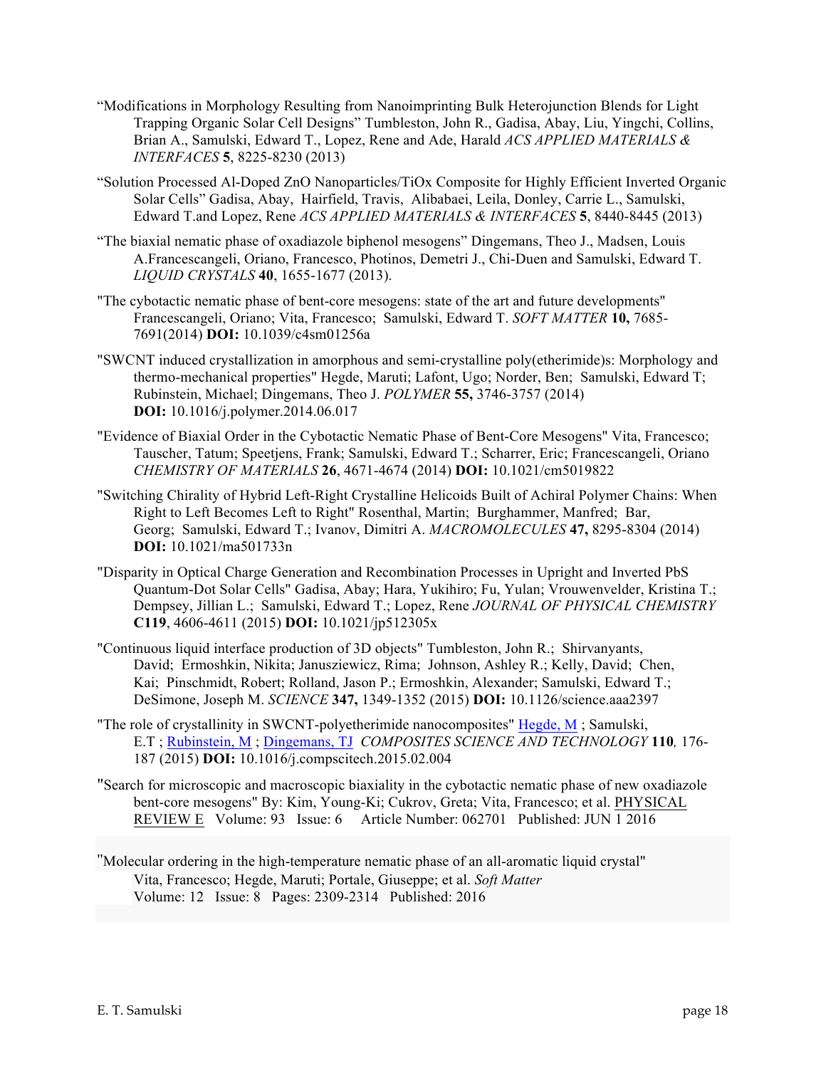"Modifications in Morphology Resulting from Nanoimprinting Bulk Heterojunction Blends for Light Trapping Organic Solar Cell Designs" Tumbleston, John R., Gadisa, Abay, Liu, Yingchi, Collins, Brian A., Samulski, Edward T., Lopez, Rene and Ade, Harald *ACS APPLIED MATERIALS & INTERFACES* **5**, 8225-8230 (2013)

"Solution Processed Al-Doped ZnO Nanoparticles/TiOx Composite for Highly Efficient Inverted Organic Solar Cells" Gadisa, Abay, Hairfield, Travis, Alibabaei, Leila, Donley, Carrie L., Samulski, Edward T.and Lopez, Rene *ACS APPLIED MATERIALS & INTERFACES* **5**, 8440-8445 (2013)

"The biaxial nematic phase of oxadiazole biphenol mesogens" Dingemans, Theo J., Madsen, Louis A.Francescangeli, Oriano, Francesco, Photinos, Demetri J., Chi-Duen and Samulski, Edward T. *LIQUID CRYSTALS* **40**, 1655-1677 (2013).

"The cybotactic nematic phase of bent-core mesogens: state of the art and future developments" Francescangeli, Oriano; Vita, Francesco; Samulski, Edward T. *SOFT MATTER* **10,** 7685-7691(2014) **DOI:** 10.1039/c4sm01256a

"SWCNT induced crystallization in amorphous and semi-crystalline poly(etherimide)s: Morphology and thermo-mechanical properties" Hegde, Maruti; Lafont, Ugo; Norder, Ben; Samulski, Edward T; Rubinstein, Michael; Dingemans, Theo J. *POLYMER* **55,** 3746-3757 (2014) **DOI:** 10.1016/j.polymer.2014.06.017

"Evidence of Biaxial Order in the Cybotactic Nematic Phase of Bent-Core Mesogens" Vita, Francesco; Tauscher, Tatum; Speetjens, Frank; Samulski, Edward T.; Scharrer, Eric; Francescangeli, Oriano *CHEMISTRY OF MATERIALS* **26**, 4671-4674 (2014) **DOI:** 10.1021/cm5019822

"Switching Chirality of Hybrid Left-Right Crystalline Helicoids Built of Achiral Polymer Chains: When Right to Left Becomes Left to Right" Rosenthal, Martin; Burghammer, Manfred; Bar, Georg; Samulski, Edward T.; Ivanov, Dimitri A. *MACROMOLECULES* **47,** 8295-8304 (2014) **DOI:** 10.1021/ma501733n

"Disparity in Optical Charge Generation and Recombination Processes in Upright and Inverted PbS Quantum-Dot Solar Cells" Gadisa, Abay; Hara, Yukihiro; Fu, Yulan; Vrouwenvelder, Kristina T.; Dempsey, Jillian L.; Samulski, Edward T.; Lopez, Rene *JOURNAL OF PHYSICAL CHEMISTRY* **C119**, 4606-4611 (2015) **DOI:** 10.1021/jp512305x

"Continuous liquid interface production of 3D objects" Tumbleston, John R.; Shirvanyants, David; Ermoshkin, Nikita; Janusziewicz, Rima; Johnson, Ashley R.; Kelly, David; Chen, Kai; Pinschmidt, Robert; Rolland, Jason P.; Ermoshkin, Alexander; Samulski, Edward T.; DeSimone, Joseph M. *SCIENCE* **347,** 1349-1352 (2015) **DOI:** 10.1126/science.aaa2397

"The role of crystallinity in SWCNT-polyetherimide nanocomposites" Hegde, M ; Samulski, E.T ; Rubinstein, M ; Dingemans, TJ *COMPOSITES SCIENCE AND TECHNOLOGY* **110***,* 176-187 (2015) **DOI:** 10.1016/j.compscitech.2015.02.004

"Search for microscopic and macroscopic biaxiality in the cybotactic nematic phase of new oxadiazole bent-core mesogens" By: Kim, Young-Ki; Cukrov, Greta; Vita, Francesco; et al. PHYSICAL REVIEW E Volume: 93 Issue: 6 Article Number: 062701 Published: JUN 1 2016

"Molecular ordering in the high-temperature nematic phase of an all-aromatic liquid crystal" Vita, Francesco; Hegde, Maruti; Portale, Giuseppe; et al. *Soft Matter* Volume: 12 Issue: 8 Pages: 2309-2314 Published: 2016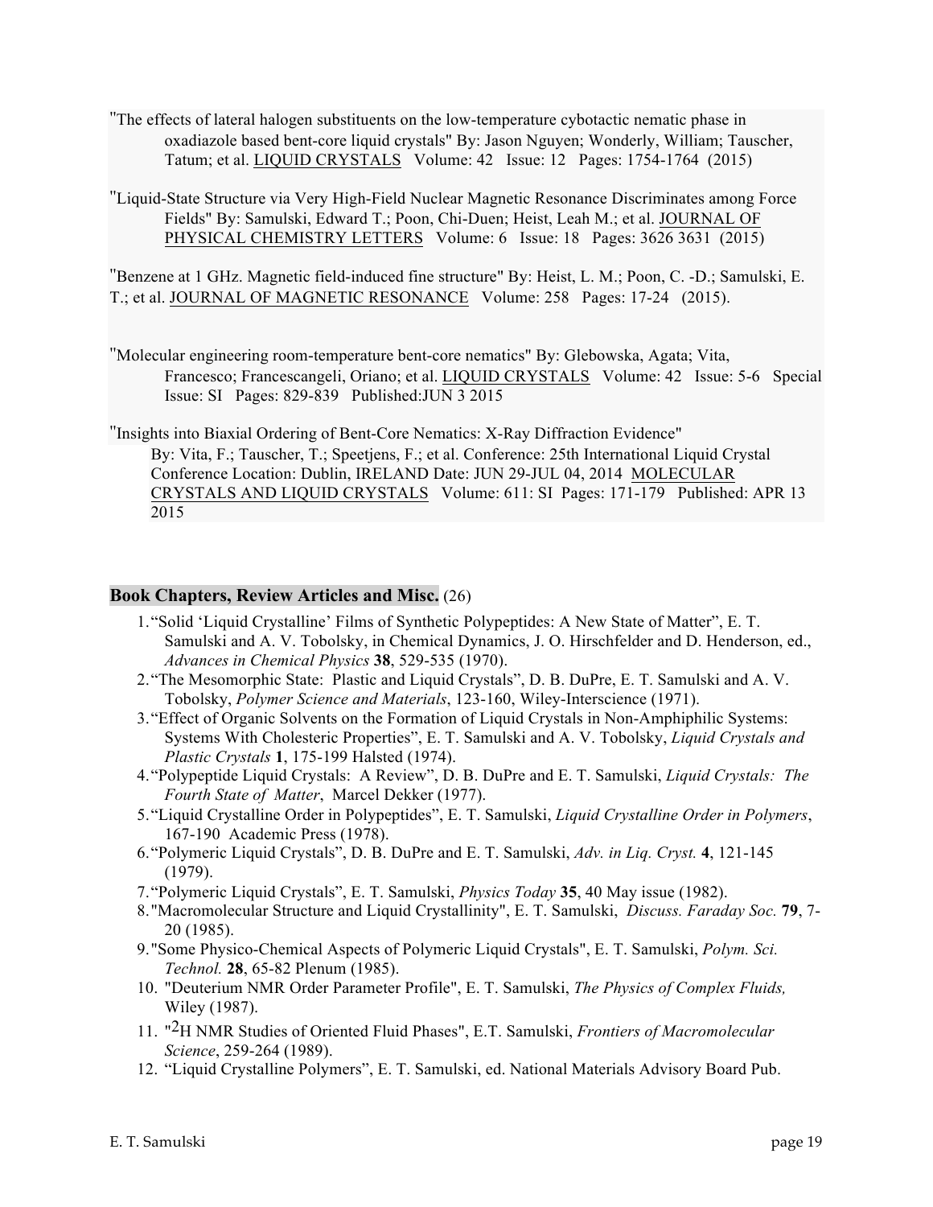"The effects of lateral halogen substituents on the low-temperature cybotactic nematic phase in oxadiazole based bent-core liquid crystals" By: Jason Nguyen; Wonderly, William; Tauscher, Tatum; et al. LIQUID CRYSTALS Volume: 42 Issue: 12 Pages: 1754-1764 (2015)

"Liquid-State Structure via Very High-Field Nuclear Magnetic Resonance Discriminates among Force Fields" By: Samulski, Edward T.; Poon, Chi-Duen; Heist, Leah M.; et al. JOURNAL OF PHYSICAL CHEMISTRY LETTERS Volume: 6 Issue: 18 Pages: 3626 3631 (2015)

"Benzene at 1 GHz. Magnetic field-induced fine structure" By: Heist, L. M.; Poon, C. -D.; Samulski, E. T.; et al. JOURNAL OF MAGNETIC RESONANCE Volume: 258 Pages: 17-24 (2015).

"Molecular engineering room-temperature bent-core nematics" By: Glebowska, Agata; Vita, Francesco; Francescangeli, Oriano; et al. LIQUID CRYSTALS Volume: 42 Issue: 5-6 Special Issue: SI Pages: 829-839 Published:JUN 3 2015

"Insights into Biaxial Ordering of Bent-Core Nematics: X-Ray Diffraction Evidence" By: Vita, F.; Tauscher, T.; Speetjens, F.; et al. Conference: 25th International Liquid Crystal Conference Location: Dublin, IRELAND Date: JUN 29-JUL 04, 2014 MOLECULAR CRYSTALS AND LIQUID CRYSTALS Volume: 611: SI Pages: 171-179 Published: APR 13 2015

## Book Chapters, Review Articles and Misc. (26)

1. "Solid 'Liquid Crystalline' Films of Synthetic Polypeptides: A New State of Matter", E. T. Samulski and A. V. Tobolsky, in Chemical Dynamics, J. O. Hirschfelder and D. Henderson, ed., *Advances in Chemical Physics* **38**, 529-535 (1970).
2. "The Mesomorphic State: Plastic and Liquid Crystals", D. B. DuPre, E. T. Samulski and A. V. Tobolsky, *Polymer Science and Materials*, 123-160, Wiley-Interscience (1971).
3. "Effect of Organic Solvents on the Formation of Liquid Crystals in Non-Amphiphilic Systems: Systems With Cholesteric Properties", E. T. Samulski and A. V. Tobolsky, *Liquid Crystals and Plastic Crystals* **1**, 175-199 Halsted (1974).
4. "Polypeptide Liquid Crystals: A Review", D. B. DuPre and E. T. Samulski, *Liquid Crystals: The Fourth State of Matter*, Marcel Dekker (1977).
5. "Liquid Crystalline Order in Polypeptides", E. T. Samulski, *Liquid Crystalline Order in Polymers*, 167-190 Academic Press (1978).
6. "Polymeric Liquid Crystals", D. B. DuPre and E. T. Samulski, *Adv. in Liq. Cryst.* **4**, 121-145 (1979).
7. "Polymeric Liquid Crystals", E. T. Samulski, *Physics Today* **35**, 40 May issue (1982).
8. "Macromolecular Structure and Liquid Crystallinity", E. T. Samulski, *Discuss. Faraday Soc.* **79**, 7-20 (1985).
9. "Some Physico-Chemical Aspects of Polymeric Liquid Crystals", E. T. Samulski, *Polym. Sci. Technol.* **28**, 65-82 Plenum (1985).
10. "Deuterium NMR Order Parameter Profile", E. T. Samulski, *The Physics of Complex Fluids,* Wiley (1987).
11. "$^{2}$H NMR Studies of Oriented Fluid Phases", E.T. Samulski, *Frontiers of Macromolecular Science*, 259-264 (1989).
12. "Liquid Crystalline Polymers", E. T. Samulski, ed. National Materials Advisory Board Pub.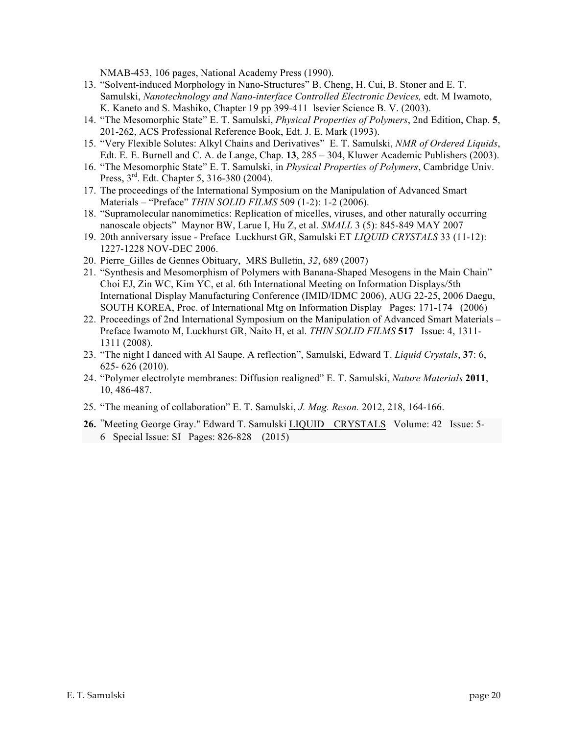NMAB-453, 106 pages, National Academy Press (1990).

13. "Solvent-induced Morphology in Nano-Structures" B. Cheng, H. Cui, B. Stoner and E. T. Samulski, *Nanotechnology and Nano-interface Controlled Electronic Devices,* edt. M Iwamoto, K. Kaneto and S. Mashiko, Chapter 19 pp 399-411 lsevier Science B. V. (2003).
14. "The Mesomorphic State" E. T. Samulski, *Physical Properties of Polymers*, 2nd Edition, Chap. **5**, 201-262, ACS Professional Reference Book, Edt. J. E. Mark (1993).
15. "Very Flexible Solutes: Alkyl Chains and Derivatives" E. T. Samulski, *NMR of Ordered Liquids*, Edt. E. E. Burnell and C. A. de Lange, Chap. **13**, 285 – 304, Kluwer Academic Publishers (2003).
16. "The Mesomorphic State" E. T. Samulski, in *Physical Properties of Polymers*, Cambridge Univ. Press, 3rd. Edt. Chapter 5, 316-380 (2004).
17. The proceedings of the International Symposium on the Manipulation of Advanced Smart Materials – "Preface" *THIN SOLID FILMS* 509 (1-2): 1-2 (2006).
18. "Supramolecular nanomimetics: Replication of micelles, viruses, and other naturally occurring nanoscale objects" Maynor BW, Larue I, Hu Z, et al. *SMALL* 3 (5): 845-849 MAY 2007
19. 20th anniversary issue - Preface Luckhurst GR, Samulski ET *LIQUID CRYSTALS* 33 (11-12): 1227-1228 NOV-DEC 2006.
20. Pierre_Gilles de Gennes Obituary, MRS Bulletin, *32*, 689 (2007)
21. "Synthesis and Mesomorphism of Polymers with Banana-Shaped Mesogens in the Main Chain" Choi EJ, Zin WC, Kim YC, et al. 6th International Meeting on Information Displays/5th International Display Manufacturing Conference (IMID/IDMC 2006), AUG 22-25, 2006 Daegu, SOUTH KOREA, Proc. of International Mtg on Information Display Pages: 171-174 (2006)
22. Proceedings of 2nd International Symposium on the Manipulation of Advanced Smart Materials – Preface Iwamoto M, Luckhurst GR, Naito H, et al. *THIN SOLID FILMS* **517** Issue: 4, 1311-1311 (2008).
23. "The night I danced with Al Saupe. A reflection", Samulski, Edward T. *Liquid Crystals*, **37**: 6, 625- 626 (2010).
24. "Polymer electrolyte membranes: Diffusion realigned" E. T. Samulski, *Nature Materials* **2011**, 10, 486-487.
25. "The meaning of collaboration" E. T. Samulski, *J. Mag. Reson.* 2012, 218, 164-166.
26. "Meeting George Gray." Edward T. Samulski LIQUID CRYSTALS Volume: 42 Issue: 5-6 Special Issue: SI Pages: 826-828 (2015)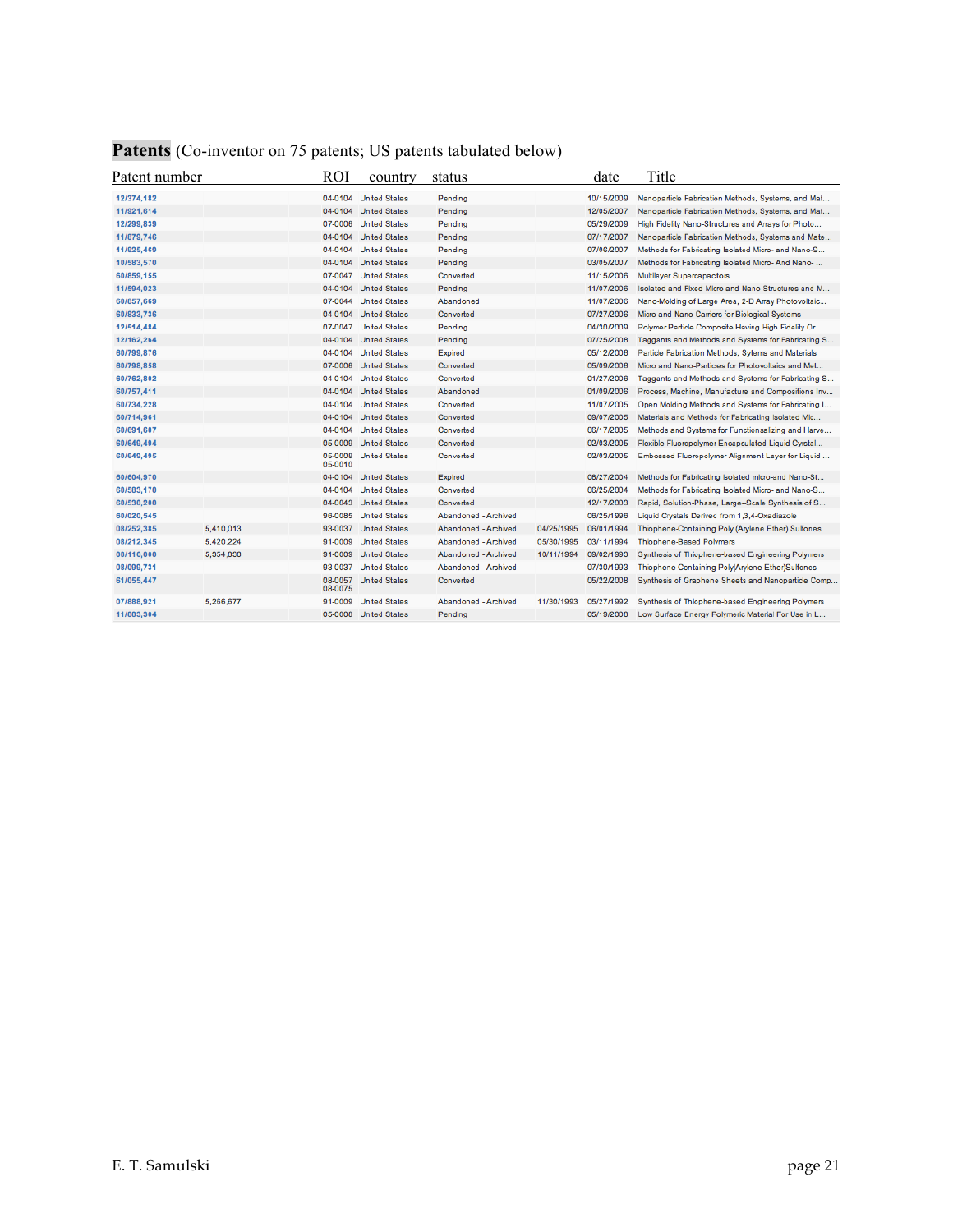**Patents** (Co-inventor on 75 patents; US patents tabulated below)

| Patent number | | ROI | country | status | | date | Title |
|---|---|---|---|---|---|---|---|
| 12/374,182 | | 04-0104 | United States | Pending | | 10/15/2009 | Nanoparticle Fabrication Methods, Systems, and Mat... |
| 11/821,614 | | 04-0104 | United States | Pending | | 12/05/2007 | Nanoparticle Fabrication Methods, Systems, and Mat... |
| 12/299,839 | | 07-0006 | United States | Pending | | 05/29/2009 | High Fidelity Nano-Structures and Arrays for Photo... |
| 11/879,746 | | 04-0104 | United States | Pending | | 07/17/2007 | Nanoparticle Fabrication Methods, Systems and Mate... |
| 11/825,469 | | 04-0104 | United States | Pending | | 07/06/2007 | Methods for Fabricating Isolated Micro- and Nano-S... |
| 10/583,570 | | 04-0104 | United States | Pending | | 03/05/2007 | Methods for Fabricating Isolated Micro- And Nano- ... |
| 60/859,155 | | 07-0047 | United States | Converted | | 11/15/2006 | Multilayer Supercapacitors |
| 11/594,023 | | 04-0104 | United States | Pending | | 11/07/2006 | Isolated and Fixed Micro and Nano Structures and M... |
| 60/857,669 | | 07-0044 | United States | Abandoned | | 11/07/2006 | Nano-Molding of Large Area, 2-D Array Photovoltaic... |
| 60/833,736 | | 04-0104 | United States | Converted | | 07/27/2006 | Micro and Nano-Carriers for Biological Systems |
| 12/514,484 | | 07-0047 | United States | Pending | | 04/30/2009 | Polymer Particle Composite Having High Fidelity Or... |
| 12/162,264 | | 04-0104 | United States | Pending | | 07/25/2008 | Taggants and Methods and Systems for Fabricating S... |
| 60/799,876 | | 04-0104 | United States | Expired | | 05/12/2006 | Particle Fabrication Methods, Sytems and Materials |
| 60/798,858 | | 07-0006 | United States | Converted | | 05/09/2006 | Micro and Nano-Particles for Photovoltaics and Met... |
| 60/762,802 | | 04-0104 | United States | Converted | | 01/27/2006 | Taggants and Methods and Systems for Fabricating S... |
| 60/757,411 | | 04-0104 | United States | Abandoned | | 01/09/2006 | Process, Machine, Manufacture and Compositions Inv... |
| 60/734,228 | | 04-0104 | United States | Converted | | 11/07/2005 | Open Molding Methods and Systems for Fabricating I... |
| 60/714,961 | | 04-0104 | United States | Converted | | 09/07/2005 | Materials and Methods for Fabricating Isolated Mic... |
| 60/691,607 | | 04-0104 | United States | Converted | | 06/17/2005 | Methods and Systems for Functionalizing and Harve... |
| 60/649,494 | | 05-0009 | United States | Converted | | 02/03/2005 | Flexible Fluoropolymer Encapsulated Liquid Crystal... |
| 60/649,495 | | 05-0008 05-0010 | United States | Converted | | 02/03/2005 | Embossed Fluoropolymer Alignment Layer for Liquid ... |
| 60/604,970 | | 04-0104 | United States | Expired | | 08/27/2004 | Methods for Fabricating Isolated micro-and Nano-St... |
| 60/583,170 | | 04-0104 | United States | Converted | | 06/25/2004 | Methods for Fabricating Isolated Micro- and Nano-S... |
| 60/530,280 | | 04-0043 | United States | Converted | | 12/17/2003 | Rapid, Solution-Phase, Large--Scale Synthesis of S... |
| 60/020,545 | | 96-0085 | United States | Abandoned - Archived | | 06/25/1996 | Liquid Crystals Derived from 1,3,4-Oxadiazole |
| 08/252,385 | 5,410,013 | 93-0037 | United States | Abandoned - Archived | 04/25/1995 | 06/01/1994 | Thiophene-Containing Poly (Arylene Ether) Sulfones |
| 08/212,345 | 5,420,224 | 91-0009 | United States | Abandoned - Archived | 05/30/1995 | 03/11/1994 | Thiophene-Based Polymers |
| 08/116,000 | 5,354,836 | 91-0009 | United States | Abandoned - Archived | 10/11/1994 | 09/02/1993 | Synthesis of Thiophene-based Engineering Polymers |
| 08/099,731 | | 93-0037 | United States | Abandoned - Archived | | 07/30/1993 | Thiophene-Containing Poly(Arylene Ether)Sulfones |
| 61/055,447 | | 08-0057 08-0075 | United States | Converted | | 05/22/2008 | Synthesis of Graphene Sheets and Nanoparticle Comp... |
| 07/888,921 | 5,266,677 | 91-0009 | United States | Abandoned - Archived | 11/30/1993 | 05/27/1992 | Synthesis of Thiophene-based Engineering Polymers |
| 11/883,304 | | 05-0008 | United States | Pending | | 05/19/2008 | Low Surface Energy Polymeric Material For Use in L... |